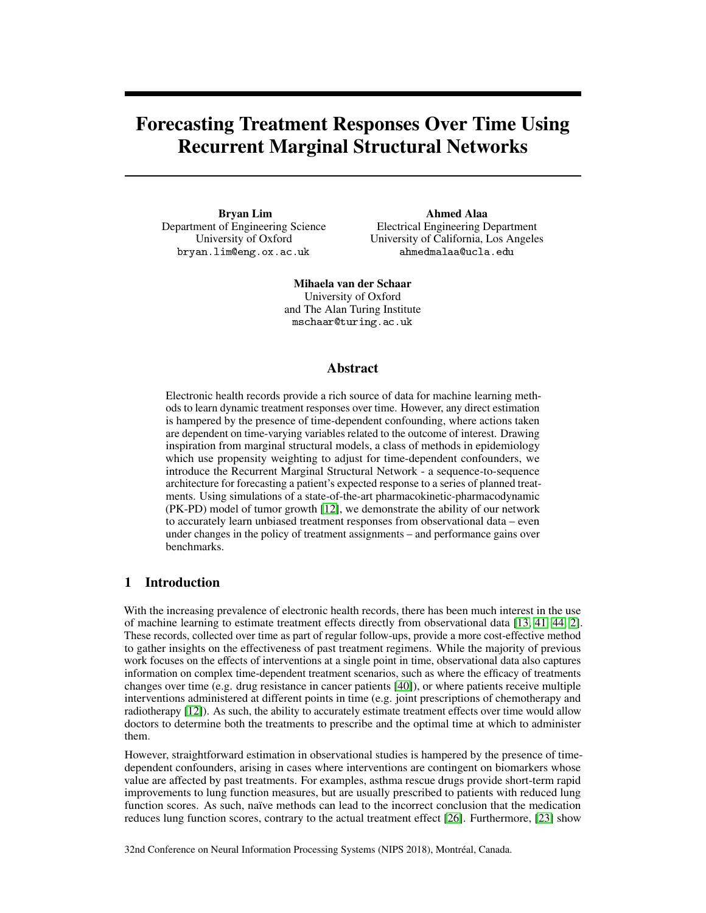# Forecasting Treatment Responses Over Time Using Recurrent Marginal Structural Networks

**Bryan Lim**
Department of Engineering Science
University of Oxford
bryan.lim@eng.ox.ac.uk

**Ahmed Alaa**
Electrical Engineering Department
University of California, Los Angeles
ahmedmalaa@ucla.edu

**Mihaela van der Schaar**
University of Oxford
and The Alan Turing Institute
mschaar@turing.ac.uk

## Abstract

Electronic health records provide a rich source of data for machine learning methods to learn dynamic treatment responses over time. However, any direct estimation is hampered by the presence of time-dependent confounding, where actions taken are dependent on time-varying variables related to the outcome of interest. Drawing inspiration from marginal structural models, a class of methods in epidemiology which use propensity weighting to adjust for time-dependent confounders, we introduce the Recurrent Marginal Structural Network - a sequence-to-sequence architecture for forecasting a patient's expected response to a series of planned treatments. Using simulations of a state-of-the-art pharmacokinetic-pharmacodynamic (PK-PD) model of tumor growth [12], we demonstrate the ability of our network to accurately learn unbiased treatment responses from observational data – even under changes in the policy of treatment assignments – and performance gains over benchmarks.

## 1 Introduction

With the increasing prevalence of electronic health records, there has been much interest in the use of machine learning to estimate treatment effects directly from observational data [13, 41, 44, 2]. These records, collected over time as part of regular follow-ups, provide a more cost-effective method to gather insights on the effectiveness of past treatment regimens. While the majority of previous work focuses on the effects of interventions at a single point in time, observational data also captures information on complex time-dependent treatment scenarios, such as where the efficacy of treatments changes over time (e.g. drug resistance in cancer patients [40]), or where patients receive multiple interventions administered at different points in time (e.g. joint prescriptions of chemotherapy and radiotherapy [12]). As such, the ability to accurately estimate treatment effects over time would allow doctors to determine both the treatments to prescribe and the optimal time at which to administer them.

However, straightforward estimation in observational studies is hampered by the presence of time-dependent confounders, arising in cases where interventions are contingent on biomarkers whose value are affected by past treatments. For examples, asthma rescue drugs provide short-term rapid improvements to lung function measures, but are usually prescribed to patients with reduced lung function scores. As such, naïve methods can lead to the incorrect conclusion that the medication reduces lung function scores, contrary to the actual treatment effect [26]. Furthermore, [23] show

32nd Conference on Neural Information Processing Systems (NIPS 2018), Montréal, Canada.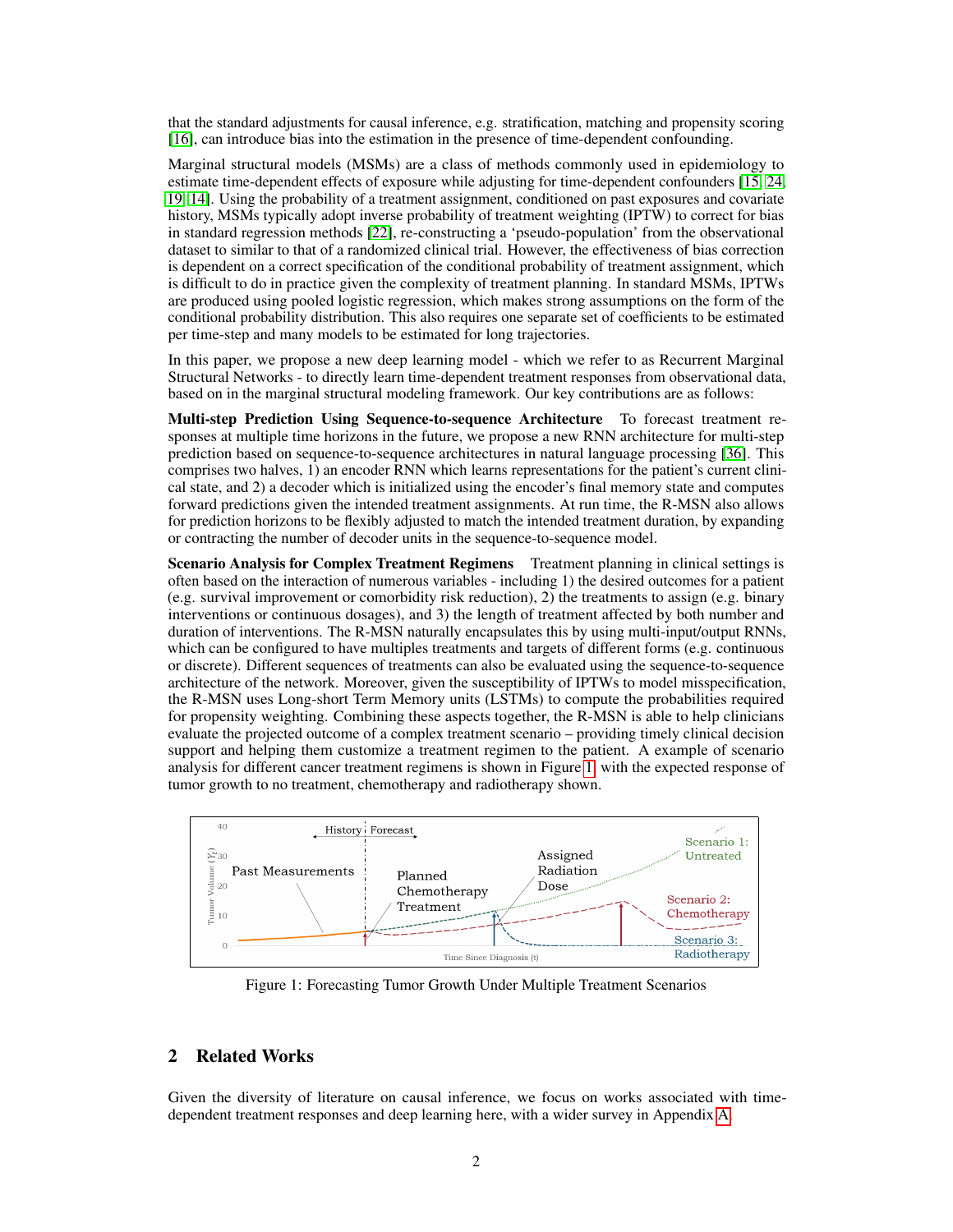that the standard adjustments for causal inference, e.g. stratification, matching and propensity scoring [16], can introduce bias into the estimation in the presence of time-dependent confounding.

Marginal structural models (MSMs) are a class of methods commonly used in epidemiology to estimate time-dependent effects of exposure while adjusting for time-dependent confounders [15, 24, 19, 14]. Using the probability of a treatment assignment, conditioned on past exposures and covariate history, MSMs typically adopt inverse probability of treatment weighting (IPTW) to correct for bias in standard regression methods [22], re-constructing a 'pseudo-population' from the observational dataset to similar to that of a randomized clinical trial. However, the effectiveness of bias correction is dependent on a correct specification of the conditional probability of treatment assignment, which is difficult to do in practice given the complexity of treatment planning. In standard MSMs, IPTWs are produced using pooled logistic regression, which makes strong assumptions on the form of the conditional probability distribution. This also requires one separate set of coefficients to be estimated per time-step and many models to be estimated for long trajectories.

In this paper, we propose a new deep learning model - which we refer to as Recurrent Marginal Structural Networks - to directly learn time-dependent treatment responses from observational data, based on in the marginal structural modeling framework. Our key contributions are as follows:

**Multi-step Prediction Using Sequence-to-sequence Architecture** To forecast treatment responses at multiple time horizons in the future, we propose a new RNN architecture for multi-step prediction based on sequence-to-sequence architectures in natural language processing [36]. This comprises two halves, 1) an encoder RNN which learns representations for the patient's current clinical state, and 2) a decoder which is initialized using the encoder's final memory state and computes forward predictions given the intended treatment assignments. At run time, the R-MSN also allows for prediction horizons to be flexibly adjusted to match the intended treatment duration, by expanding or contracting the number of decoder units in the sequence-to-sequence model.

**Scenario Analysis for Complex Treatment Regimens** Treatment planning in clinical settings is often based on the interaction of numerous variables - including 1) the desired outcomes for a patient (e.g. survival improvement or comorbidity risk reduction), 2) the treatments to assign (e.g. binary interventions or continuous dosages), and 3) the length of treatment affected by both number and duration of interventions. The R-MSN naturally encapsulates this by using multi-input/output RNNs, which can be configured to have multiples treatments and targets of different forms (e.g. continuous or discrete). Different sequences of treatments can also be evaluated using the sequence-to-sequence architecture of the network. Moreover, given the susceptibility of IPTWs to model misspecification, the R-MSN uses Long-short Term Memory units (LSTMs) to compute the probabilities required for propensity weighting. Combining these aspects together, the R-MSN is able to help clinicians evaluate the projected outcome of a complex treatment scenario – providing timely clinical decision support and helping them customize a treatment regimen to the patient. A example of scenario analysis for different cancer treatment regimens is shown in Figure 1, with the expected response of tumor growth to no treatment, chemotherapy and radiotherapy shown.

Figure 1: Forecasting Tumor Growth Under Multiple Treatment Scenarios

## 2 Related Works

Given the diversity of literature on causal inference, we focus on works associated with time-dependent treatment responses and deep learning here, with a wider survey in Appendix A.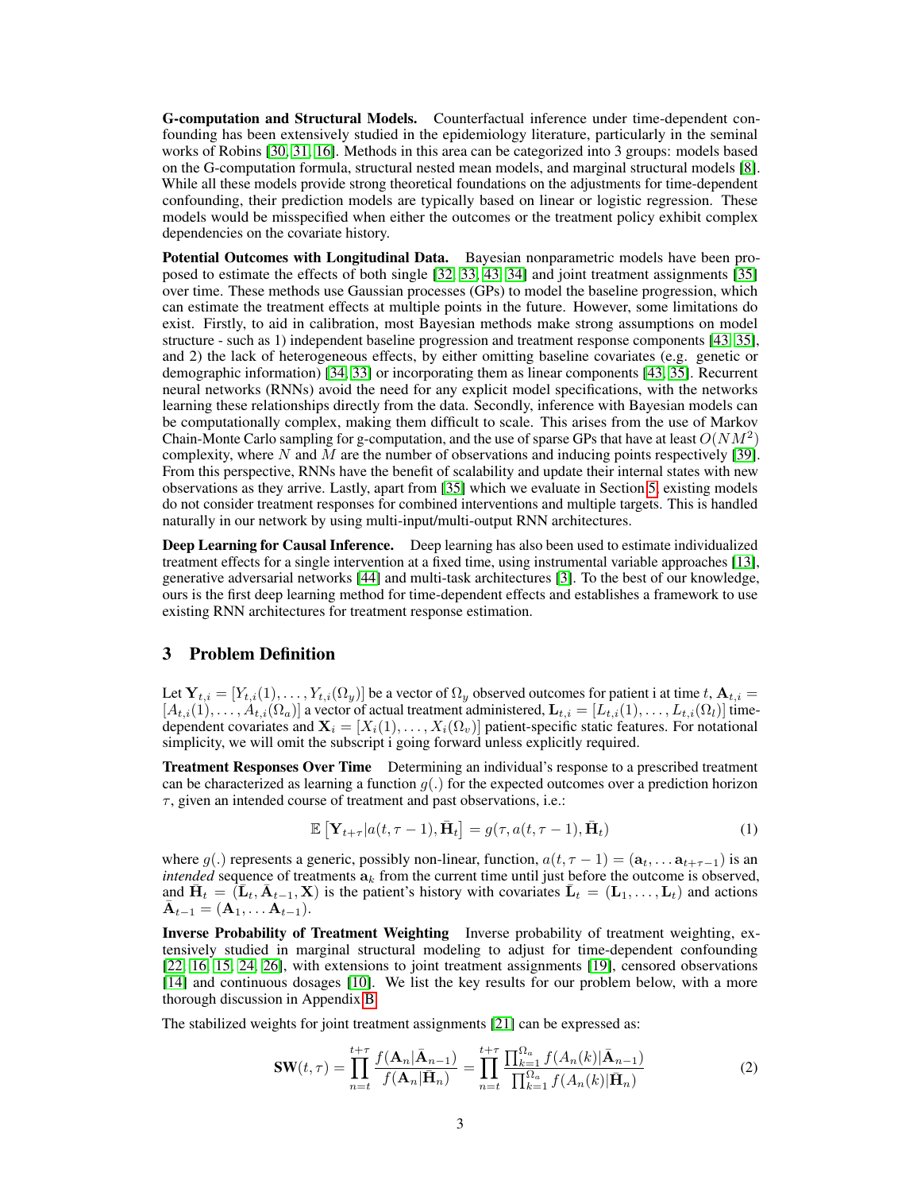**G-computation and Structural Models.** Counterfactual inference under time-dependent confounding has been extensively studied in the epidemiology literature, particularly in the seminal works of Robins [30, 31, 16]. Methods in this area can be categorized into 3 groups: models based on the G-computation formula, structural nested mean models, and marginal structural models [8]. While all these models provide strong theoretical foundations on the adjustments for time-dependent confounding, their prediction models are typically based on linear or logistic regression. These models would be misspecified when either the outcomes or the treatment policy exhibit complex dependencies on the covariate history.

**Potential Outcomes with Longitudinal Data.** Bayesian nonparametric models have been proposed to estimate the effects of both single [32, 33, 43, 34] and joint treatment assignments [35] over time. These methods use Gaussian processes (GPs) to model the baseline progression, which can estimate the treatment effects at multiple points in the future. However, some limitations do exist. Firstly, to aid in calibration, most Bayesian methods make strong assumptions on model structure - such as 1) independent baseline progression and treatment response components [43, 35], and 2) the lack of heterogeneous effects, by either omitting baseline covariates (e.g. genetic or demographic information) [34, 33] or incorporating them as linear components [43, 35]. Recurrent neural networks (RNNs) avoid the need for any explicit model specifications, with the networks learning these relationships directly from the data. Secondly, inference with Bayesian models can be computationally complex, making them difficult to scale. This arises from the use of Markov Chain-Monte Carlo sampling for g-computation, and the use of sparse GPs that have at least $O(NM^2)$ complexity, where $N$ and $M$ are the number of observations and inducing points respectively [39]. From this perspective, RNNs have the benefit of scalability and update their internal states with new observations as they arrive. Lastly, apart from [35] which we evaluate in Section 5, existing models do not consider treatment responses for combined interventions and multiple targets. This is handled naturally in our network by using multi-input/multi-output RNN architectures.

**Deep Learning for Causal Inference.** Deep learning has also been used to estimate individualized treatment effects for a single intervention at a fixed time, using instrumental variable approaches [13], generative adversarial networks [44] and multi-task architectures [3]. To the best of our knowledge, ours is the first deep learning method for time-dependent effects and establishes a framework to use existing RNN architectures for treatment response estimation.

## 3 Problem Definition

Let $\mathbf{Y}_{t,i} = [Y_{t,i}(1), \ldots, Y_{t,i}(\Omega_y)]$ be a vector of $\Omega_y$ observed outcomes for patient i at time $t$, $\mathbf{A}_{t,i} = [A_{t,i}(1), \ldots, A_{t,i}(\Omega_a)]$ a vector of actual treatment administered, $\mathbf{L}_{t,i} = [L_{t,i}(1), \ldots, L_{t,i}(\Omega_l)]$ time-dependent covariates and $\mathbf{X}_i = [X_i(1), \ldots, X_i(\Omega_v)]$ patient-specific static features. For notational simplicity, we will omit the subscript i going forward unless explicitly required.

**Treatment Responses Over Time** Determining an individual's response to a prescribed treatment can be characterized as learning a function $g(.)$ for the expected outcomes over a prediction horizon $\tau$, given an intended course of treatment and past observations, i.e.:

$$\mathbb{E}\left[\mathbf{Y}_{t+\tau} | a(t, \tau-1), \bar{\mathbf{H}}_t\right] = g(\tau, a(t, \tau-1), \bar{\mathbf{H}}_t) \tag{1}$$

where $g(.)$ represents a generic, possibly non-linear, function, $a(t, \tau-1) = (\mathbf{a}_t, \ldots \mathbf{a}_{t+\tau-1})$ is an *intended* sequence of treatments $\mathbf{a}_k$ from the current time until just before the outcome is observed, and $\bar{\mathbf{H}}_t = (\bar{\mathbf{L}}_t, \bar{\mathbf{A}}_{t-1}, \mathbf{X})$ is the patient's history with covariates $\bar{\mathbf{L}}_t = (\mathbf{L}_1, \ldots, \mathbf{L}_t)$ and actions $\bar{\mathbf{A}}_{t-1} = (\mathbf{A}_1, \ldots \mathbf{A}_{t-1})$.

**Inverse Probability of Treatment Weighting** Inverse probability of treatment weighting, extensively studied in marginal structural modeling to adjust for time-dependent confounding [22, 16, 15, 24, 26], with extensions to joint treatment assignments [19], censored observations [14] and continuous dosages [10]. We list the key results for our problem below, with a more thorough discussion in Appendix B.

The stabilized weights for joint treatment assignments [21] can be expressed as:

$$\mathbf{SW}(t, \tau) = \prod_{n=t}^{t+\tau} \frac{f(\mathbf{A}_n | \bar{\mathbf{A}}_{n-1})}{f(\mathbf{A}_n | \bar{\mathbf{H}}_n)} = \prod_{n=t}^{t+\tau} \frac{\prod_{k=1}^{\Omega_a} f(A_n(k) | \bar{\mathbf{A}}_{n-1})}{\prod_{k=1}^{\Omega_a} f(A_n(k) | \bar{\mathbf{H}}_n)} \tag{2}$$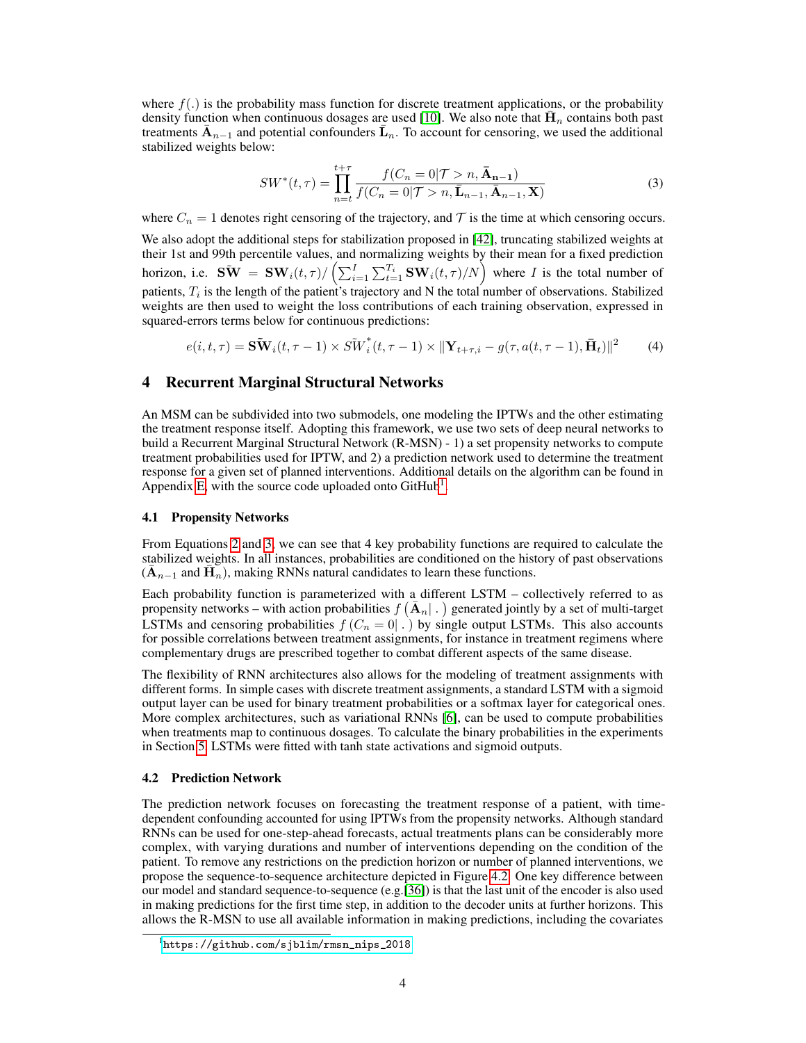where $f(.)$ is the probability mass function for discrete treatment applications, or the probability density function when continuous dosages are used [10]. We also note that $\bar{\mathbf{H}}_n$ contains both past treatments $\bar{\mathbf{A}}_{n-1}$ and potential confounders $\bar{\mathbf{L}}_n$. To account for censoring, we used the additional stabilized weights below:

$$SW^*(t, \tau) = \prod_{n=t}^{t+\tau} \frac{f(C_n = 0 | \mathcal{T} > n, \bar{\mathbf{A}}_{\mathbf{n-1}})}{f(C_n = 0 | \mathcal{T} > n, \bar{\mathbf{L}}_{n-1}, \bar{\mathbf{A}}_{n-1}, \mathbf{X})} \tag{3}$$

where $C_n = 1$ denotes right censoring of the trajectory, and $\mathcal{T}$ is the time at which censoring occurs.

We also adopt the additional steps for stabilization proposed in [42], truncating stabilized weights at their 1st and 99th percentile values, and normalizing weights by their mean for a fixed prediction horizon, i.e. $\tilde{\mathbf{SW}} = \mathbf{SW}_i(t, \tau) / \left( \sum_{i=1}^{I} \sum_{t=1}^{T_i} \mathbf{SW}_i(t, \tau) / N \right)$ where $I$ is the total number of patients, $T_i$ is the length of the patient's trajectory and N the total number of observations. Stabilized weights are then used to weight the loss contributions of each training observation, expressed in squared-errors terms below for continuous predictions:

$$e(i, t, \tau) = \tilde{\mathbf{SW}}_i(t, \tau - 1) \times \tilde{SW}_i^*(t, \tau - 1) \times \| \mathbf{Y}_{t+\tau, i} - g(\tau, a(t, \tau - 1), \bar{\mathbf{H}}_t) \|^2 \tag{4}$$

## 4 Recurrent Marginal Structural Networks

An MSM can be subdivided into two submodels, one modeling the IPTWs and the other estimating the treatment response itself. Adopting this framework, we use two sets of deep neural networks to build a Recurrent Marginal Structural Network (R-MSN) - 1) a set propensity networks to compute treatment probabilities used for IPTW, and 2) a prediction network used to determine the treatment response for a given set of planned interventions. Additional details on the algorithm can be found in Appendix E, with the source code uploaded onto GitHub[1].

### 4.1 Propensity Networks

From Equations 2 and 3, we can see that 4 key probability functions are required to calculate the stabilized weights. In all instances, probabilities are conditioned on the history of past observations ($\bar{\mathbf{A}}_{n-1}$ and $\bar{\mathbf{H}}_n$), making RNNs natural candidates to learn these functions.

Each probability function is parameterized with a different LSTM – collectively referred to as propensity networks – with action probabilities $f\left(\bar{\mathbf{A}}_n | \; . \right)$ generated jointly by a set of multi-target LSTMs and censoring probabilities $f\left(C_n = 0 | \; . \right)$ by single output LSTMs. This also accounts for possible correlations between treatment assignments, for instance in treatment regimens where complementary drugs are prescribed together to combat different aspects of the same disease.

The flexibility of RNN architectures also allows for the modeling of treatment assignments with different forms. In simple cases with discrete treatment assignments, a standard LSTM with a sigmoid output layer can be used for binary treatment probabilities or a softmax layer for categorical ones. More complex architectures, such as variational RNNs [6], can be used to compute probabilities when treatments map to continuous dosages. To calculate the binary probabilities in the experiments in Section 5, LSTMs were fitted with tanh state activations and sigmoid outputs.

### 4.2 Prediction Network

The prediction network focuses on forecasting the treatment response of a patient, with time-dependent confounding accounted for using IPTWs from the propensity networks. Although standard RNNs can be used for one-step-ahead forecasts, actual treatments plans can be considerably more complex, with varying durations and number of interventions depending on the condition of the patient. To remove any restrictions on the prediction horizon or number of planned interventions, we propose the sequence-to-sequence architecture depicted in Figure 4.2. One key difference between our model and standard sequence-to-sequence (e.g.[36]) is that the last unit of the encoder is also used in making predictions for the first time step, in addition to the decoder units at further horizons. This allows the R-MSN to use all available information in making predictions, including the covariates

[1] https://github.com/sjblim/rmsn_nips_2018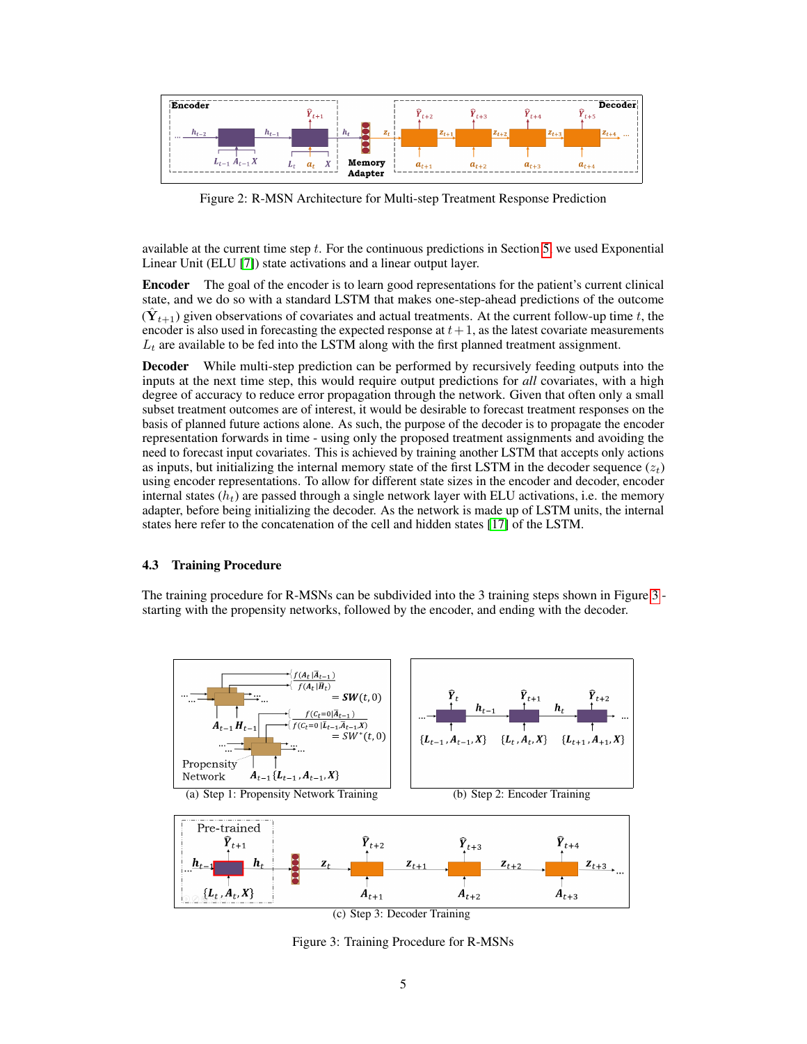Figure 2: R-MSN Architecture for Multi-step Treatment Response Prediction

available at the current time step $t$. For the continuous predictions in Section 5, we used Exponential Linear Unit (ELU [7]) state activations and a linear output layer.

**Encoder** The goal of the encoder is to learn good representations for the patient's current clinical state, and we do so with a standard LSTM that makes one-step-ahead predictions of the outcome ($\hat{\mathbf{Y}}_{t+1}$) given observations of covariates and actual treatments. At the current follow-up time $t$, the encoder is also used in forecasting the expected response at $t+1$, as the latest covariate measurements $L_t$ are available to be fed into the LSTM along with the first planned treatment assignment.

**Decoder** While multi-step prediction can be performed by recursively feeding outputs into the inputs at the next time step, this would require output predictions for *all* covariates, with a high degree of accuracy to reduce error propagation through the network. Given that often only a small subset treatment outcomes are of interest, it would be desirable to forecast treatment responses on the basis of planned future actions alone. As such, the purpose of the decoder is to propagate the encoder representation forwards in time - using only the proposed treatment assignments and avoiding the need to forecast input covariates. This is achieved by training another LSTM that accepts only actions as inputs, but initializing the internal memory state of the first LSTM in the decoder sequence ($z_t$) using encoder representations. To allow for different state sizes in the encoder and decoder, encoder internal states ($h_t$) are passed through a single network layer with ELU activations, i.e. the memory adapter, before being initializing the decoder. As the network is made up of LSTM units, the internal states here refer to the concatenation of the cell and hidden states [17] of the LSTM.

### 4.3 Training Procedure

The training procedure for R-MSNs can be subdivided into the 3 training steps shown in Figure 3 - starting with the propensity networks, followed by the encoder, and ending with the decoder.

(a) Step 1: Propensity Network Training

(b) Step 2: Encoder Training

(c) Step 3: Decoder Training

Figure 3: Training Procedure for R-MSNs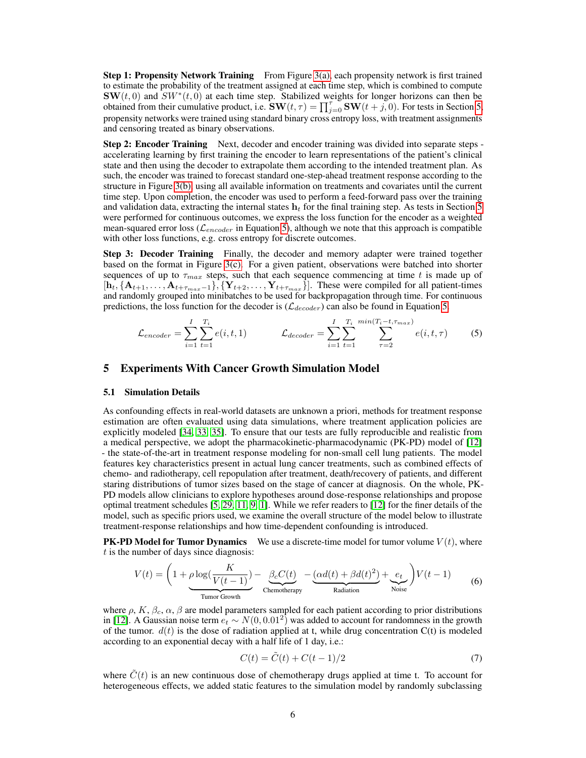**Step 1: Propensity Network Training** From Figure 3(a), each propensity network is first trained to estimate the probability of the treatment assigned at each time step, which is combined to compute $\mathbf{SW}(t, 0)$ and $SW^*(t, 0)$ at each time step. Stabilized weights for longer horizons can then be obtained from their cumulative product, i.e. $\mathbf{SW}(t, \tau) = \prod_{j=0}^{\tau} \mathbf{SW}(t + j, 0)$. For tests in Section 5, propensity networks were trained using standard binary cross entropy loss, with treatment assignments and censoring treated as binary observations.

**Step 2: Encoder Training** Next, decoder and encoder training was divided into separate steps - accelerating learning by first training the encoder to learn representations of the patient's clinical state and then using the decoder to extrapolate them according to the intended treatment plan. As such, the encoder was trained to forecast standard one-step-ahead treatment response according to the structure in Figure 3(b), using all available information on treatments and covariates until the current time step. Upon completion, the encoder was used to perform a feed-forward pass over the training and validation data, extracting the internal states $\mathbf{h}_t$ for the final training step. As tests in Section 5 were performed for continuous outcomes, we express the loss function for the encoder as a weighted mean-squared error loss ($\mathcal{L}_{encoder}$ in Equation 5), although we note that this approach is compatible with other loss functions, e.g. cross entropy for discrete outcomes.

**Step 3: Decoder Training** Finally, the decoder and memory adapter were trained together based on the format in Figure 3(c). For a given patient, observations were batched into shorter sequences of up to $\tau_{max}$ steps, such that each sequence commencing at time $t$ is made up of $[\mathbf{h}_t, \{\mathbf{A}_{t+1}, \dots, \mathbf{A}_{t+\tau_{max}-1}\}, \{\mathbf{Y}_{t+2}, \dots, \mathbf{Y}_{t+\tau_{max}}\}]$. These were compiled for all patient-times and randomly grouped into minibatches to be used for backpropagation through time. For continuous predictions, the loss function for the decoder is ($\mathcal{L}_{decoder}$) can also be found in Equation 5.

$$\mathcal{L}_{encoder} = \sum_{i=1}^{I} \sum_{t=1}^{T_i} e(i, t, 1) \qquad \mathcal{L}_{decoder} = \sum_{i=1}^{I} \sum_{t=1}^{T_i} \sum_{\tau=2}^{min(T_i - t, \tau_{max})} e(i, t, \tau) \tag{5}$$

## 5 Experiments With Cancer Growth Simulation Model

### 5.1 Simulation Details

As confounding effects in real-world datasets are unknown a priori, methods for treatment response estimation are often evaluated using data simulations, where treatment application policies are explicitly modeled [34, 33, 35]. To ensure that our tests are fully reproducible and realistic from a medical perspective, we adopt the pharmacokinetic-pharmacodynamic (PK-PD) model of [12] - the state-of-the-art in treatment response modeling for non-small cell lung patients. The model features key characteristics present in actual lung cancer treatments, such as combined effects of chemo- and radiotherapy, cell repopulation after treatment, death/recovery of patients, and different staring distributions of tumor sizes based on the stage of cancer at diagnosis. On the whole, PK-PD models allow clinicians to explore hypotheses around dose-response relationships and propose optimal treatment schedules [5, 29, 11, 9, 1]. While we refer readers to [12] for the finer details of the model, such as specific priors used, we examine the overall structure of the model below to illustrate treatment-response relationships and how time-dependent confounding is introduced.

**PK-PD Model for Tumor Dynamics** We use a discrete-time model for tumor volume $V(t)$, where $t$ is the number of days since diagnosis:

$$V(t) = \Bigg(1 + \underbrace{\rho \log(\frac{K}{V(t-1)})}_{\text{Tumor Growth}} - \underbrace{\beta_c C(t)}_{\text{Chemotherapy}} - \underbrace{(\alpha d(t) + \beta d(t)^2)}_{\text{Radiation}} + \underbrace{e_t}_{\text{Noise}}\Bigg) V(t-1) \tag{6}$$

where $\rho$, $K$, $\beta_c$, $\alpha$, $\beta$ are model parameters sampled for each patient according to prior distributions in [12]. A Gaussian noise term $e_t \sim N(0, 0.01^2)$ was added to account for randomness in the growth of the tumor. $d(t)$ is the dose of radiation applied at t, while drug concentration C(t) is modeled according to an exponential decay with a half life of 1 day, i.e.:

$$C(t) = \tilde{C}(t) + C(t-1)/2 \tag{7}$$

where $\tilde{C}(t)$ is an new continuous dose of chemotherapy drugs applied at time t. To account for heterogeneous effects, we added static features to the simulation model by randomly subclassing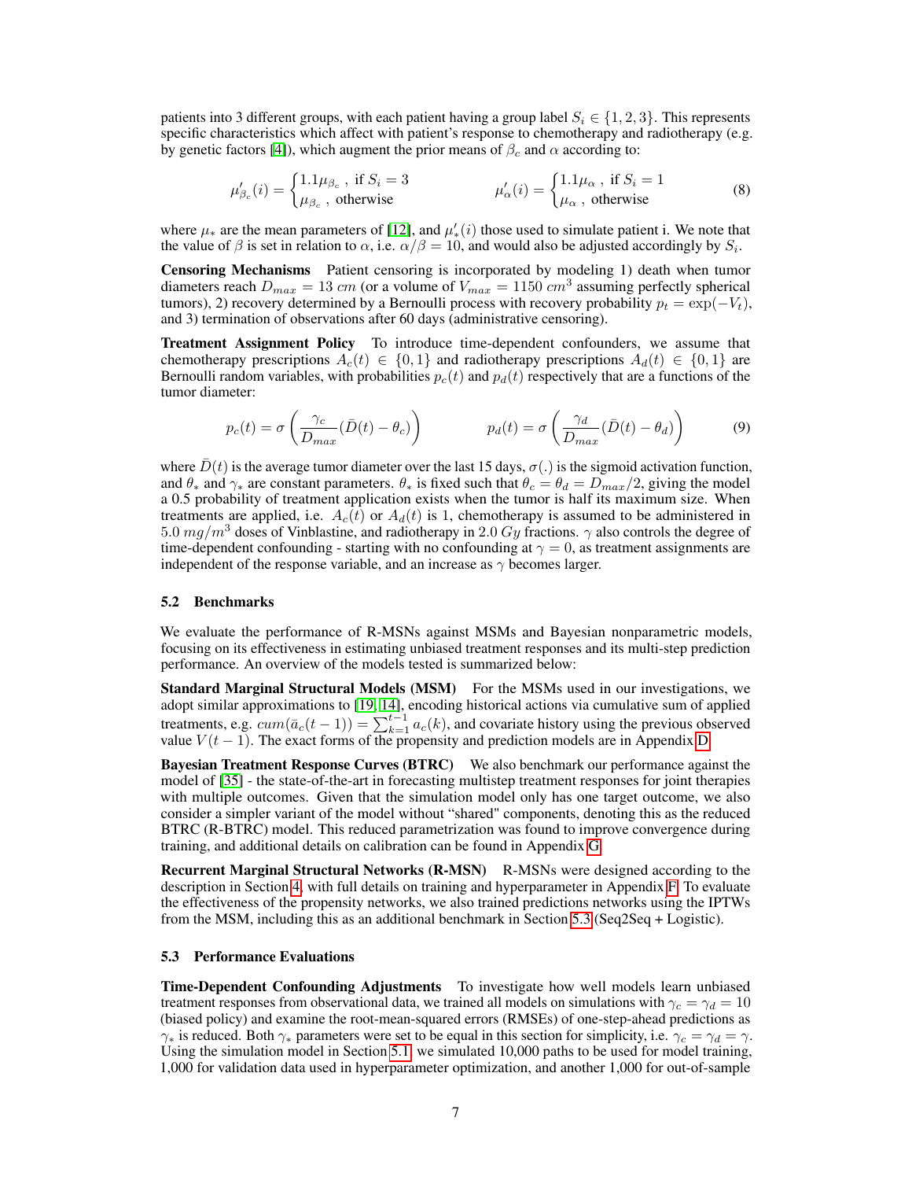patients into 3 different groups, with each patient having a group label $S_i \in \{1, 2, 3\}$. This represents specific characteristics which affect with patient's response to chemotherapy and radiotherapy (e.g. by genetic factors [4]), which augment the prior means of $\beta_c$ and $\alpha$ according to:

$$\mu'_{\beta_c}(i) = \begin{cases} 1.1\mu_{\beta_c}, & \text{if } S_i = 3 \\ \mu_{\beta_c}, & \text{otherwise} \end{cases} \qquad \mu'_{\alpha}(i) = \begin{cases} 1.1\mu_{\alpha}, & \text{if } S_i = 1 \\ \mu_{\alpha}, & \text{otherwise} \end{cases} \tag{8}$$

where $\mu_*$ are the mean parameters of [12], and $\mu'_*(i)$ those used to simulate patient i. We note that the value of $\beta$ is set in relation to $\alpha$, i.e. $\alpha/\beta = 10$, and would also be adjusted accordingly by $S_i$.

**Censoring Mechanisms** Patient censoring is incorporated by modeling 1) death when tumor diameters reach $D_{max} = 13\ cm$ (or a volume of $V_{max} = 1150\ cm^3$ assuming perfectly spherical tumors), 2) recovery determined by a Bernoulli process with recovery probability $p_t = \exp(-V_t)$, and 3) termination of observations after 60 days (administrative censoring).

**Treatment Assignment Policy** To introduce time-dependent confounders, we assume that chemotherapy prescriptions $A_c(t) \in \{0, 1\}$ and radiotherapy prescriptions $A_d(t) \in \{0, 1\}$ are Bernoulli random variables, with probabilities $p_c(t)$ and $p_d(t)$ respectively that are a functions of the tumor diameter:

$$p_c(t) = \sigma\left(\frac{\gamma_c}{D_{max}}(\bar{D}(t) - \theta_c)\right) \qquad p_d(t) = \sigma\left(\frac{\gamma_d}{D_{max}}(\bar{D}(t) - \theta_d)\right) \tag{9}$$

where $\bar{D}(t)$ is the average tumor diameter over the last 15 days, $\sigma(.)$ is the sigmoid activation function, and $\theta_*$ and $\gamma_*$ are constant parameters. $\theta_*$ is fixed such that $\theta_c = \theta_d = D_{max}/2$, giving the model a 0.5 probability of treatment application exists when the tumor is half its maximum size. When treatments are applied, i.e. $A_c(t)$ or $A_d(t)$ is 1, chemotherapy is assumed to be administered in $5.0\ mg/m^3$ doses of Vinblastine, and radiotherapy in $2.0\ Gy$ fractions. $\gamma$ also controls the degree of time-dependent confounding - starting with no confounding at $\gamma = 0$, as treatment assignments are independent of the response variable, and an increase as $\gamma$ becomes larger.

### 5.2 Benchmarks

We evaluate the performance of R-MSNs against MSMs and Bayesian nonparametric models, focusing on its effectiveness in estimating unbiased treatment responses and its multi-step prediction performance. An overview of the models tested is summarized below:

**Standard Marginal Structural Models (MSM)** For the MSMs used in our investigations, we adopt similar approximations to [19, 14], encoding historical actions via cumulative sum of applied treatments, e.g. $cum(\bar{a}_c(t-1)) = \sum_{k=1}^{t-1} a_c(k)$, and covariate history using the previous observed value $V(t-1)$. The exact forms of the propensity and prediction models are in Appendix D.

**Bayesian Treatment Response Curves (BTRC)** We also benchmark our performance against the model of [35] - the state-of-the-art in forecasting multistep treatment responses for joint therapies with multiple outcomes. Given that the simulation model only has one target outcome, we also consider a simpler variant of the model without "shared" components, denoting this as the reduced BTRC (R-BTRC) model. This reduced parametrization was found to improve convergence during training, and additional details on calibration can be found in Appendix G.

**Recurrent Marginal Structural Networks (R-MSN)** R-MSNs were designed according to the description in Section 4, with full details on training and hyperparameter in Appendix F. To evaluate the effectiveness of the propensity networks, we also trained predictions networks using the IPTWs from the MSM, including this as an additional benchmark in Section 5.3 (Seq2Seq + Logistic).

### 5.3 Performance Evaluations

**Time-Dependent Confounding Adjustments** To investigate how well models learn unbiased treatment responses from observational data, we trained all models on simulations with $\gamma_c = \gamma_d = 10$ (biased policy) and examine the root-mean-squared errors (RMSEs) of one-step-ahead predictions as $\gamma_*$ is reduced. Both $\gamma_*$ parameters were set to be equal in this section for simplicity, i.e. $\gamma_c = \gamma_d = \gamma$. Using the simulation model in Section 5.1, we simulated 10,000 paths to be used for model training, 1,000 for validation data used in hyperparameter optimization, and another 1,000 for out-of-sample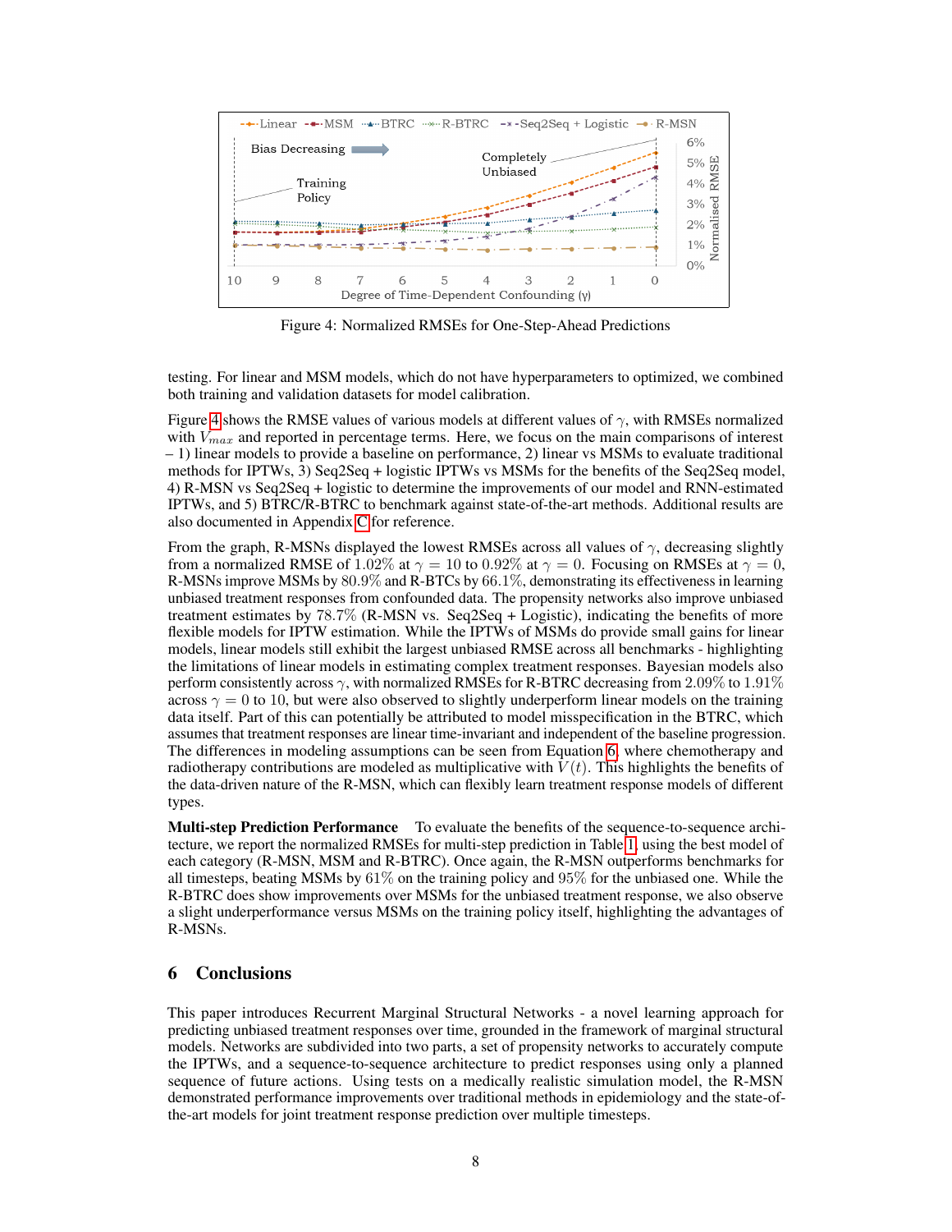Figure 4: Normalized RMSEs for One-Step-Ahead Predictions

testing. For linear and MSM models, which do not have hyperparameters to optimized, we combined both training and validation datasets for model calibration.

Figure 4 shows the RMSE values of various models at different values of $\gamma$, with RMSEs normalized with $V_{max}$ and reported in percentage terms. Here, we focus on the main comparisons of interest – 1) linear models to provide a baseline on performance, 2) linear vs MSMs to evaluate traditional methods for IPTWs, 3) Seq2Seq + logistic IPTWs vs MSMs for the benefits of the Seq2Seq model, 4) R-MSN vs Seq2Seq + logistic to determine the improvements of our model and RNN-estimated IPTWs, and 5) BTRC/R-BTRC to benchmark against state-of-the-art methods. Additional results are also documented in Appendix C for reference.

From the graph, R-MSNs displayed the lowest RMSEs across all values of $\gamma$, decreasing slightly from a normalized RMSE of $1.02\%$ at $\gamma = 10$ to $0.92\%$ at $\gamma = 0$. Focusing on RMSEs at $\gamma = 0$, R-MSNs improve MSMs by $80.9\%$ and R-BTCs by $66.1\%$, demonstrating its effectiveness in learning unbiased treatment responses from confounded data. The propensity networks also improve unbiased treatment estimates by $78.7\%$ (R-MSN vs. Seq2Seq + Logistic), indicating the benefits of more flexible models for IPTW estimation. While the IPTWs of MSMs do provide small gains for linear models, linear models still exhibit the largest unbiased RMSE across all benchmarks - highlighting the limitations of linear models in estimating complex treatment responses. Bayesian models also perform consistently across $\gamma$, with normalized RMSEs for R-BTRC decreasing from $2.09\%$ to $1.91\%$ across $\gamma = 0$ to 10, but were also observed to slightly underperform linear models on the training data itself. Part of this can potentially be attributed to model misspecification in the BTRC, which assumes that treatment responses are linear time-invariant and independent of the baseline progression. The differences in modeling assumptions can be seen from Equation 6, where chemotherapy and radiotherapy contributions are modeled as multiplicative with $V(t)$. This highlights the benefits of the data-driven nature of the R-MSN, which can flexibly learn treatment response models of different types.

**Multi-step Prediction Performance** To evaluate the benefits of the sequence-to-sequence architecture, we report the normalized RMSEs for multi-step prediction in Table 1, using the best model of each category (R-MSN, MSM and R-BTRC). Once again, the R-MSN outperforms benchmarks for all timesteps, beating MSMs by $61\%$ on the training policy and $95\%$ for the unbiased one. While the R-BTRC does show improvements over MSMs for the unbiased treatment response, we also observe a slight underperformance versus MSMs on the training policy itself, highlighting the advantages of R-MSNs.

## 6 Conclusions

This paper introduces Recurrent Marginal Structural Networks - a novel learning approach for predicting unbiased treatment responses over time, grounded in the framework of marginal structural models. Networks are subdivided into two parts, a set of propensity networks to accurately compute the IPTWs, and a sequence-to-sequence architecture to predict responses using only a planned sequence of future actions. Using tests on a medically realistic simulation model, the R-MSN demonstrated performance improvements over traditional methods in epidemiology and the state-of-the-art models for joint treatment response prediction over multiple timesteps.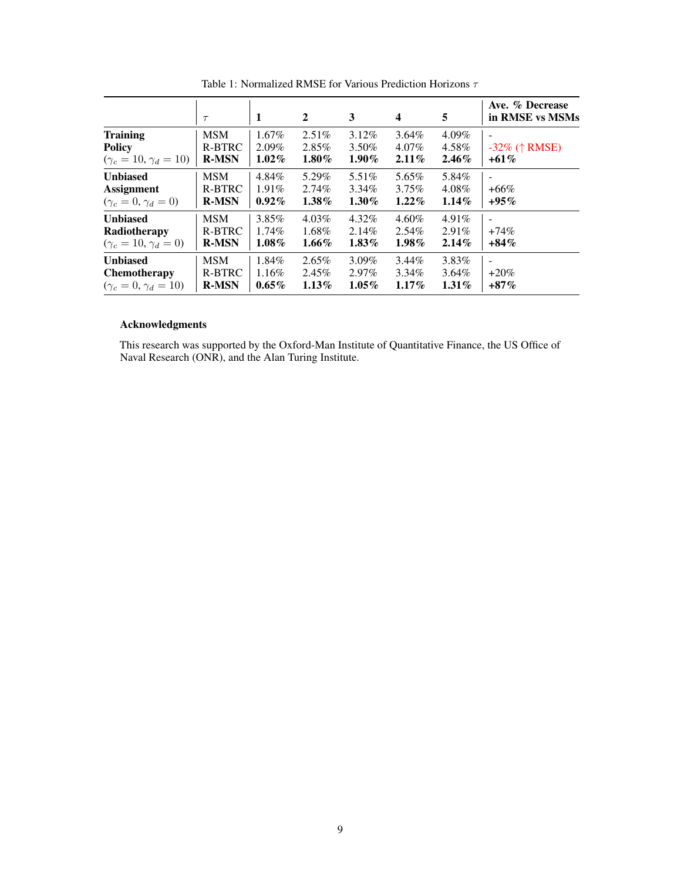Table 1: Normalized RMSE for Various Prediction Horizons $\tau$

| | $\tau$ | **1** | **2** | **3** | **4** | **5** | **Ave. % Decrease in RMSE vs MSMs** |
|---|---|---|---|---|---|---|---|
| **Training Policy** ($\gamma_c = 10, \gamma_d = 10$) | MSM | 1.67% | 2.51% | 3.12% | 3.64% | 4.09% | - |
| | R-BTRC | 2.09% | 2.85% | 3.50% | 4.07% | 4.58% | -32% (↑ RMSE) |
| | **R-MSN** | **1.02%** | **1.80%** | **1.90%** | **2.11%** | **2.46%** | **+61%** |
| **Unbiased Assignment** ($\gamma_c = 0, \gamma_d = 0$) | MSM | 4.84% | 5.29% | 5.51% | 5.65% | 5.84% | - |
| | R-BTRC | 1.91% | 2.74% | 3.34% | 3.75% | 4.08% | +66% |
| | **R-MSN** | **0.92%** | **1.38%** | **1.30%** | **1.22%** | **1.14%** | **+95%** |
| **Unbiased Radiotherapy** ($\gamma_c = 10, \gamma_d = 0$) | MSM | 3.85% | 4.03% | 4.32% | 4.60% | 4.91% | - |
| | R-BTRC | 1.74% | 1.68% | 2.14% | 2.54% | 2.91% | +74% |
| | **R-MSN** | **1.08%** | **1.66%** | **1.83%** | **1.98%** | **2.14%** | **+84%** |
| **Unbiased Chemotherapy** ($\gamma_c = 0, \gamma_d = 10$) | MSM | 1.84% | 2.65% | 3.09% | 3.44% | 3.83% | - |
| | R-BTRC | 1.16% | 2.45% | 2.97% | 3.34% | 3.64% | +20% |
| | **R-MSN** | **0.65%** | **1.13%** | **1.05%** | **1.17%** | **1.31%** | **+87%** |

### Acknowledgments

This research was supported by the Oxford-Man Institute of Quantitative Finance, the US Office of Naval Research (ONR), and the Alan Turing Institute.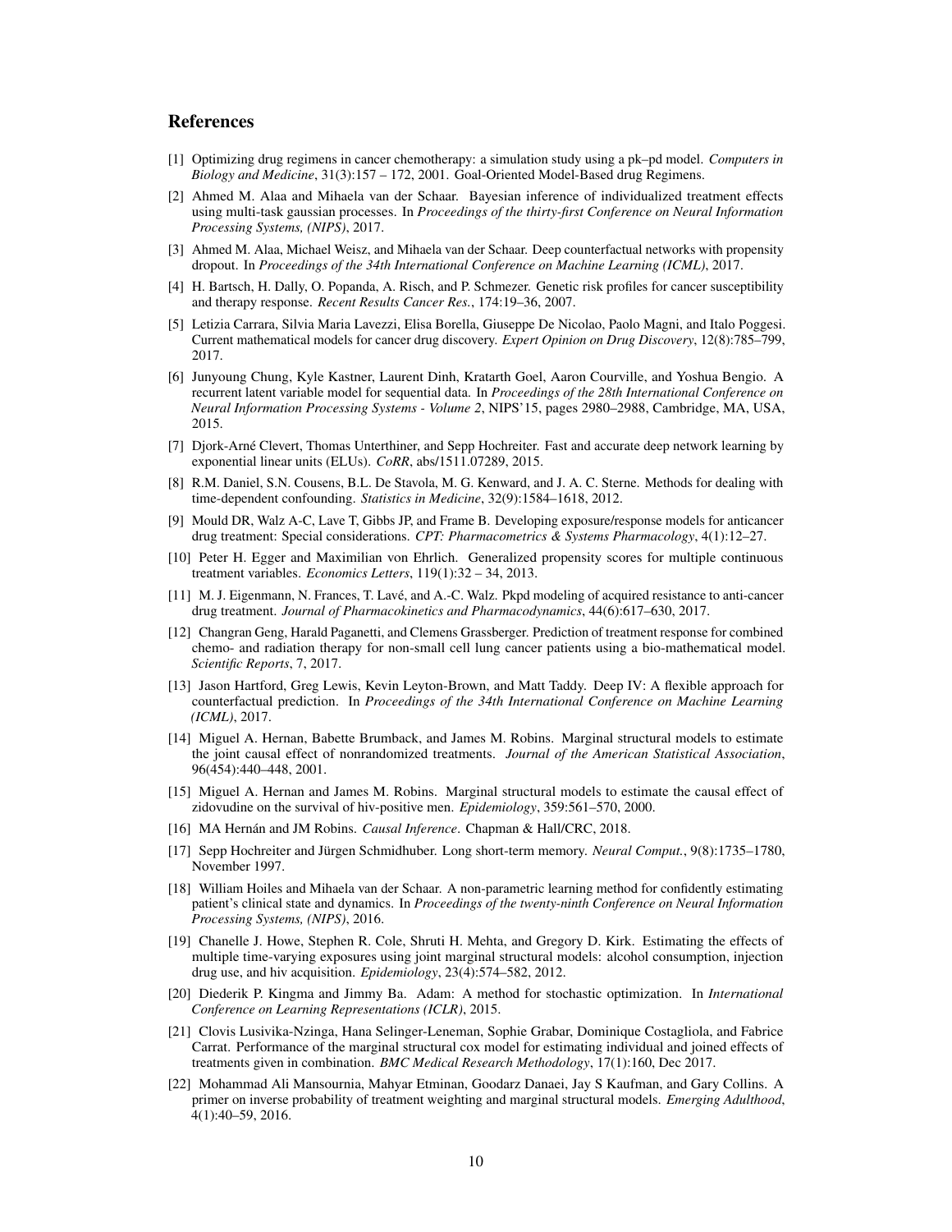## References

[1] Optimizing drug regimens in cancer chemotherapy: a simulation study using a pk–pd model. *Computers in Biology and Medicine*, 31(3):157 – 172, 2001. Goal-Oriented Model-Based drug Regimens.

[2] Ahmed M. Alaa and Mihaela van der Schaar. Bayesian inference of individualized treatment effects using multi-task gaussian processes. In *Proceedings of the thirty-first Conference on Neural Information Processing Systems, (NIPS)*, 2017.

[3] Ahmed M. Alaa, Michael Weisz, and Mihaela van der Schaar. Deep counterfactual networks with propensity dropout. In *Proceedings of the 34th International Conference on Machine Learning (ICML)*, 2017.

[4] H. Bartsch, H. Dally, O. Popanda, A. Risch, and P. Schmezer. Genetic risk profiles for cancer susceptibility and therapy response. *Recent Results Cancer Res.*, 174:19–36, 2007.

[5] Letizia Carrara, Silvia Maria Lavezzi, Elisa Borella, Giuseppe De Nicolao, Paolo Magni, and Italo Poggesi. Current mathematical models for cancer drug discovery. *Expert Opinion on Drug Discovery*, 12(8):785–799, 2017.

[6] Junyoung Chung, Kyle Kastner, Laurent Dinh, Kratarth Goel, Aaron Courville, and Yoshua Bengio. A recurrent latent variable model for sequential data. In *Proceedings of the 28th International Conference on Neural Information Processing Systems - Volume 2*, NIPS'15, pages 2980–2988, Cambridge, MA, USA, 2015.

[7] Djork-Arné Clevert, Thomas Unterthiner, and Sepp Hochreiter. Fast and accurate deep network learning by exponential linear units (ELUs). *CoRR*, abs/1511.07289, 2015.

[8] R.M. Daniel, S.N. Cousens, B.L. De Stavola, M. G. Kenward, and J. A. C. Sterne. Methods for dealing with time-dependent confounding. *Statistics in Medicine*, 32(9):1584–1618, 2012.

[9] Mould DR, Walz A-C, Lave T, Gibbs JP, and Frame B. Developing exposure/response models for anticancer drug treatment: Special considerations. *CPT: Pharmacometrics & Systems Pharmacology*, 4(1):12–27.

[10] Peter H. Egger and Maximilian von Ehrlich. Generalized propensity scores for multiple continuous treatment variables. *Economics Letters*, 119(1):32 – 34, 2013.

[11] M. J. Eigenmann, N. Frances, T. Lavé, and A.-C. Walz. Pkpd modeling of acquired resistance to anti-cancer drug treatment. *Journal of Pharmacokinetics and Pharmacodynamics*, 44(6):617–630, 2017.

[12] Changran Geng, Harald Paganetti, and Clemens Grassberger. Prediction of treatment response for combined chemo- and radiation therapy for non-small cell lung cancer patients using a bio-mathematical model. *Scientific Reports*, 7, 2017.

[13] Jason Hartford, Greg Lewis, Kevin Leyton-Brown, and Matt Taddy. Deep IV: A flexible approach for counterfactual prediction. In *Proceedings of the 34th International Conference on Machine Learning (ICML)*, 2017.

[14] Miguel A. Hernan, Babette Brumback, and James M. Robins. Marginal structural models to estimate the joint causal effect of nonrandomized treatments. *Journal of the American Statistical Association*, 96(454):440–448, 2001.

[15] Miguel A. Hernan and James M. Robins. Marginal structural models to estimate the causal effect of zidovudine on the survival of hiv-positive men. *Epidemiology*, 359:561–570, 2000.

[16] MA Hernán and JM Robins. *Causal Inference*. Chapman & Hall/CRC, 2018.

[17] Sepp Hochreiter and Jürgen Schmidhuber. Long short-term memory. *Neural Comput.*, 9(8):1735–1780, November 1997.

[18] William Hoiles and Mihaela van der Schaar. A non-parametric learning method for confidently estimating patient's clinical state and dynamics. In *Proceedings of the twenty-ninth Conference on Neural Information Processing Systems, (NIPS)*, 2016.

[19] Chanelle J. Howe, Stephen R. Cole, Shruti H. Mehta, and Gregory D. Kirk. Estimating the effects of multiple time-varying exposures using joint marginal structural models: alcohol consumption, injection drug use, and hiv acquisition. *Epidemiology*, 23(4):574–582, 2012.

[20] Diederik P. Kingma and Jimmy Ba. Adam: A method for stochastic optimization. In *International Conference on Learning Representations (ICLR)*, 2015.

[21] Clovis Lusivika-Nzinga, Hana Selinger-Leneman, Sophie Grabar, Dominique Costagliola, and Fabrice Carrat. Performance of the marginal structural cox model for estimating individual and joined effects of treatments given in combination. *BMC Medical Research Methodology*, 17(1):160, Dec 2017.

[22] Mohammad Ali Mansournia, Mahyar Etminan, Goodarz Danaei, Jay S Kaufman, and Gary Collins. A primer on inverse probability of treatment weighting and marginal structural models. *Emerging Adulthood*, 4(1):40–59, 2016.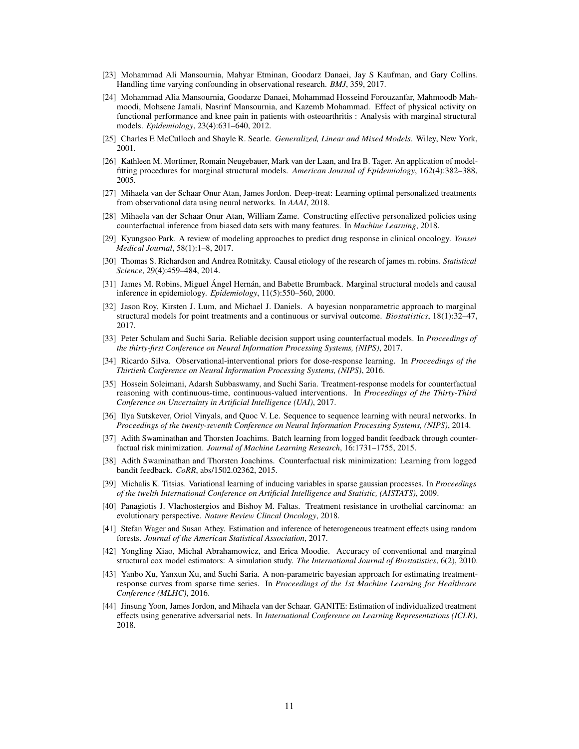[23] Mohammad Ali Mansournia, Mahyar Etminan, Goodarz Danaei, Jay S Kaufman, and Gary Collins. Handling time varying confounding in observational research. *BMJ*, 359, 2017.

[24] Mohammad Alia Mansournia, Goodarzc Danaei, Mohammad Hosseind Forouzanfar, Mahmoodb Mahmoodi, Mohsene Jamali, Nasrinf Mansournia, and Kazemb Mohammad. Effect of physical activity on functional performance and knee pain in patients with osteoarthritis : Analysis with marginal structural models. *Epidemiology*, 23(4):631–640, 2012.

[25] Charles E McCulloch and Shayle R. Searle. *Generalized, Linear and Mixed Models*. Wiley, New York, 2001.

[26] Kathleen M. Mortimer, Romain Neugebauer, Mark van der Laan, and Ira B. Tager. An application of model-fitting procedures for marginal structural models. *American Journal of Epidemiology*, 162(4):382–388, 2005.

[27] Mihaela van der Schaar Onur Atan, James Jordon. Deep-treat: Learning optimal personalized treatments from observational data using neural networks. In *AAAI*, 2018.

[28] Mihaela van der Schaar Onur Atan, William Zame. Constructing effective personalized policies using counterfactual inference from biased data sets with many features. In *Machine Learning*, 2018.

[29] Kyungsoo Park. A review of modeling approaches to predict drug response in clinical oncology. *Yonsei Medical Journal*, 58(1):1–8, 2017.

[30] Thomas S. Richardson and Andrea Rotnitzky. Causal etiology of the research of james m. robins. *Statistical Science*, 29(4):459–484, 2014.

[31] James M. Robins, Miguel Ángel Hernán, and Babette Brumback. Marginal structural models and causal inference in epidemiology. *Epidemiology*, 11(5):550–560, 2000.

[32] Jason Roy, Kirsten J. Lum, and Michael J. Daniels. A bayesian nonparametric approach to marginal structural models for point treatments and a continuous or survival outcome. *Biostatistics*, 18(1):32–47, 2017.

[33] Peter Schulam and Suchi Saria. Reliable decision support using counterfactual models. In *Proceedings of the thirty-first Conference on Neural Information Processing Systems, (NIPS)*, 2017.

[34] Ricardo Silva. Observational-interventional priors for dose-response learning. In *Proceedings of the Thirtieth Conference on Neural Information Processing Systems, (NIPS)*, 2016.

[35] Hossein Soleimani, Adarsh Subbaswamy, and Suchi Saria. Treatment-response models for counterfactual reasoning with continuous-time, continuous-valued interventions. In *Proceedings of the Thirty-Third Conference on Uncertainty in Artificial Intelligence (UAI)*, 2017.

[36] Ilya Sutskever, Oriol Vinyals, and Quoc V. Le. Sequence to sequence learning with neural networks. In *Proceedings of the twenty-seventh Conference on Neural Information Processing Systems, (NIPS)*, 2014.

[37] Adith Swaminathan and Thorsten Joachims. Batch learning from logged bandit feedback through counterfactual risk minimization. *Journal of Machine Learning Research*, 16:1731–1755, 2015.

[38] Adith Swaminathan and Thorsten Joachims. Counterfactual risk minimization: Learning from logged bandit feedback. *CoRR*, abs/1502.02362, 2015.

[39] Michalis K. Titsias. Variational learning of inducing variables in sparse gaussian processes. In *Proceedings of the twelth International Conference on Artificial Intelligence and Statistic, (AISTATS)*, 2009.

[40] Panagiotis J. Vlachostergios and Bishoy M. Faltas. Treatment resistance in urothelial carcinoma: an evolutionary perspective. *Nature Review Clincal Oncology*, 2018.

[41] Stefan Wager and Susan Athey. Estimation and inference of heterogeneous treatment effects using random forests. *Journal of the American Statistical Association*, 2017.

[42] Yongling Xiao, Michal Abrahamowicz, and Erica Moodie. Accuracy of conventional and marginal structural cox model estimators: A simulation study. *The International Journal of Biostatistics*, 6(2), 2010.

[43] Yanbo Xu, Yanxun Xu, and Suchi Saria. A non-parametric bayesian approach for estimating treatment-response curves from sparse time series. In *Proceedings of the 1st Machine Learning for Healthcare Conference (MLHC)*, 2016.

[44] Jinsung Yoon, James Jordon, and Mihaela van der Schaar. GANITE: Estimation of individualized treatment effects using generative adversarial nets. In *International Conference on Learning Representations (ICLR)*, 2018.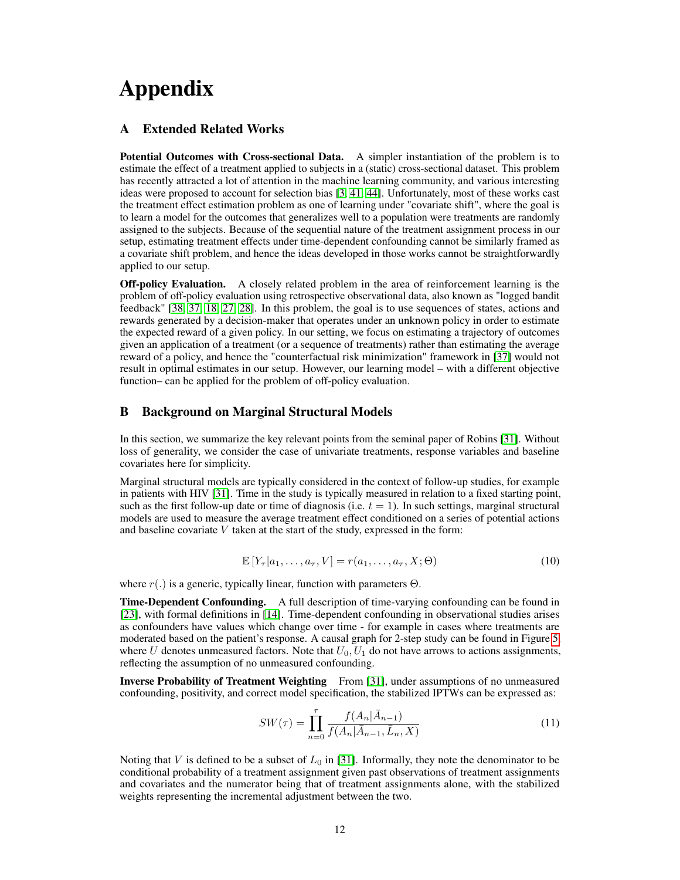# Appendix

## A Extended Related Works

**Potential Outcomes with Cross-sectional Data.** A simpler instantiation of the problem is to estimate the effect of a treatment applied to subjects in a (static) cross-sectional dataset. This problem has recently attracted a lot of attention in the machine learning community, and various interesting ideas were proposed to account for selection bias [3, 41, 44]. Unfortunately, most of these works cast the treatment effect estimation problem as one of learning under "covariate shift", where the goal is to learn a model for the outcomes that generalizes well to a population were treatments are randomly assigned to the subjects. Because of the sequential nature of the treatment assignment process in our setup, estimating treatment effects under time-dependent confounding cannot be similarly framed as a covariate shift problem, and hence the ideas developed in those works cannot be straightforwardly applied to our setup.

**Off-policy Evaluation.** A closely related problem in the area of reinforcement learning is the problem of off-policy evaluation using retrospective observational data, also known as "logged bandit feedback" [38, 37, 18, 27, 28]. In this problem, the goal is to use sequences of states, actions and rewards generated by a decision-maker that operates under an unknown policy in order to estimate the expected reward of a given policy. In our setting, we focus on estimating a trajectory of outcomes given an application of a treatment (or a sequence of treatments) rather than estimating the average reward of a policy, and hence the "counterfactual risk minimization" framework in [37] would not result in optimal estimates in our setup. However, our learning model – with a different objective function– can be applied for the problem of off-policy evaluation.

## B Background on Marginal Structural Models

In this section, we summarize the key relevant points from the seminal paper of Robins [31]. Without loss of generality, we consider the case of univariate treatments, response variables and baseline covariates here for simplicity.

Marginal structural models are typically considered in the context of follow-up studies, for example in patients with HIV [31]. Time in the study is typically measured in relation to a fixed starting point, such as the first follow-up date or time of diagnosis (i.e. $t = 1$). In such settings, marginal structural models are used to measure the average treatment effect conditioned on a series of potential actions and baseline covariate $V$ taken at the start of the study, expressed in the form:

$$\mathbb{E}\left[Y_\tau | a_1, \ldots, a_\tau, V\right] = r(a_1, \ldots, a_\tau, X; \Theta) \tag{10}$$

where $r(.)$ is a generic, typically linear, function with parameters $\Theta$.

**Time-Dependent Confounding.** A full description of time-varying confounding can be found in [23], with formal definitions in [14]. Time-dependent confounding in observational studies arises as confounders have values which change over time - for example in cases where treatments are moderated based on the patient's response. A causal graph for 2-step study can be found in Figure 5, where $U$ denotes unmeasured factors. Note that $U_0, U_1$ do not have arrows to actions assignments, reflecting the assumption of no unmeasured confounding.

**Inverse Probability of Treatment Weighting** From [31], under assumptions of no unmeasured confounding, positivity, and correct model specification, the stabilized IPTWs can be expressed as:

$$SW(\tau) = \prod_{n=0}^{\tau} \frac{f(A_n | \bar{A}_{n-1})}{f(A_n | \bar{A}_{n-1}, \bar{L}_n, X)} \tag{11}$$

Noting that $V$ is defined to be a subset of $L_0$ in [31]. Informally, they note the denominator to be conditional probability of a treatment assignment given past observations of treatment assignments and covariates and the numerator being that of treatment assignments alone, with the stabilized weights representing the incremental adjustment between the two.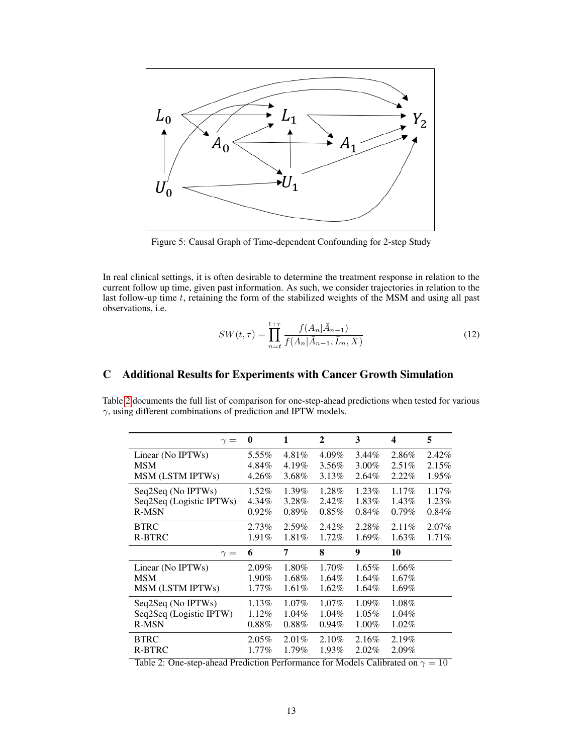Figure 5: Causal Graph of Time-dependent Confounding for 2-step Study

In real clinical settings, it is often desirable to determine the treatment response in relation to the current follow up time, given past information. As such, we consider trajectories in relation to the last follow-up time $t$, retaining the form of the stabilized weights of the MSM and using all past observations, i.e.

$$SW(t,\tau) = \prod_{n=t}^{t+\tau} \frac{f(A_n|\bar{A}_{n-1})}{f(A_n|\bar{A}_{n-1}, \bar{L}_n, X)} \tag{12}$$

# C Additional Results for Experiments with Cancer Growth Simulation

Table 2 documents the full list of comparison for one-step-ahead predictions when tested for various $\gamma$, using different combinations of prediction and IPTW models.

| $\gamma =$ | **0** | **1** | **2** | **3** | **4** | **5** |
|---|---|---|---|---|---|---|
| Linear (No IPTWs) | 5.55% | 4.81% | 4.09% | 3.44% | 2.86% | 2.42% |
| MSM | 4.84% | 4.19% | 3.56% | 3.00% | 2.51% | 2.15% |
| MSM (LSTM IPTWs) | 4.26% | 3.68% | 3.13% | 2.64% | 2.22% | 1.95% |
| Seq2Seq (No IPTWs) | 1.52% | 1.39% | 1.28% | 1.23% | 1.17% | 1.17% |
| Seq2Seq (Logistic IPTWs) | 4.34% | 3.28% | 2.42% | 1.83% | 1.43% | 1.23% |
| R-MSN | 0.92% | 0.89% | 0.85% | 0.84% | 0.79% | 0.84% |
| BTRC | 2.73% | 2.59% | 2.42% | 2.28% | 2.11% | 2.07% |
| R-BTRC | 1.91% | 1.81% | 1.72% | 1.69% | 1.63% | 1.71% |
| $\gamma =$ | **6** | **7** | **8** | **9** | **10** | |
| Linear (No IPTWs) | 2.09% | 1.80% | 1.70% | 1.65% | 1.66% | |
| MSM | 1.90% | 1.68% | 1.64% | 1.64% | 1.67% | |
| MSM (LSTM IPTWs) | 1.77% | 1.61% | 1.62% | 1.64% | 1.69% | |
| Seq2Seq (No IPTWs) | 1.13% | 1.07% | 1.07% | 1.09% | 1.08% | |
| Seq2Seq (Logistic IPTW) | 1.12% | 1.04% | 1.04% | 1.05% | 1.04% | |
| R-MSN | 0.88% | 0.88% | 0.94% | 1.00% | 1.02% | |
| BTRC | 2.05% | 2.01% | 2.10% | 2.16% | 2.19% | |
| R-BTRC | 1.77% | 1.79% | 1.93% | 2.02% | 2.09% | |

Table 2: One-step-ahead Prediction Performance for Models Calibrated on $\gamma = 10$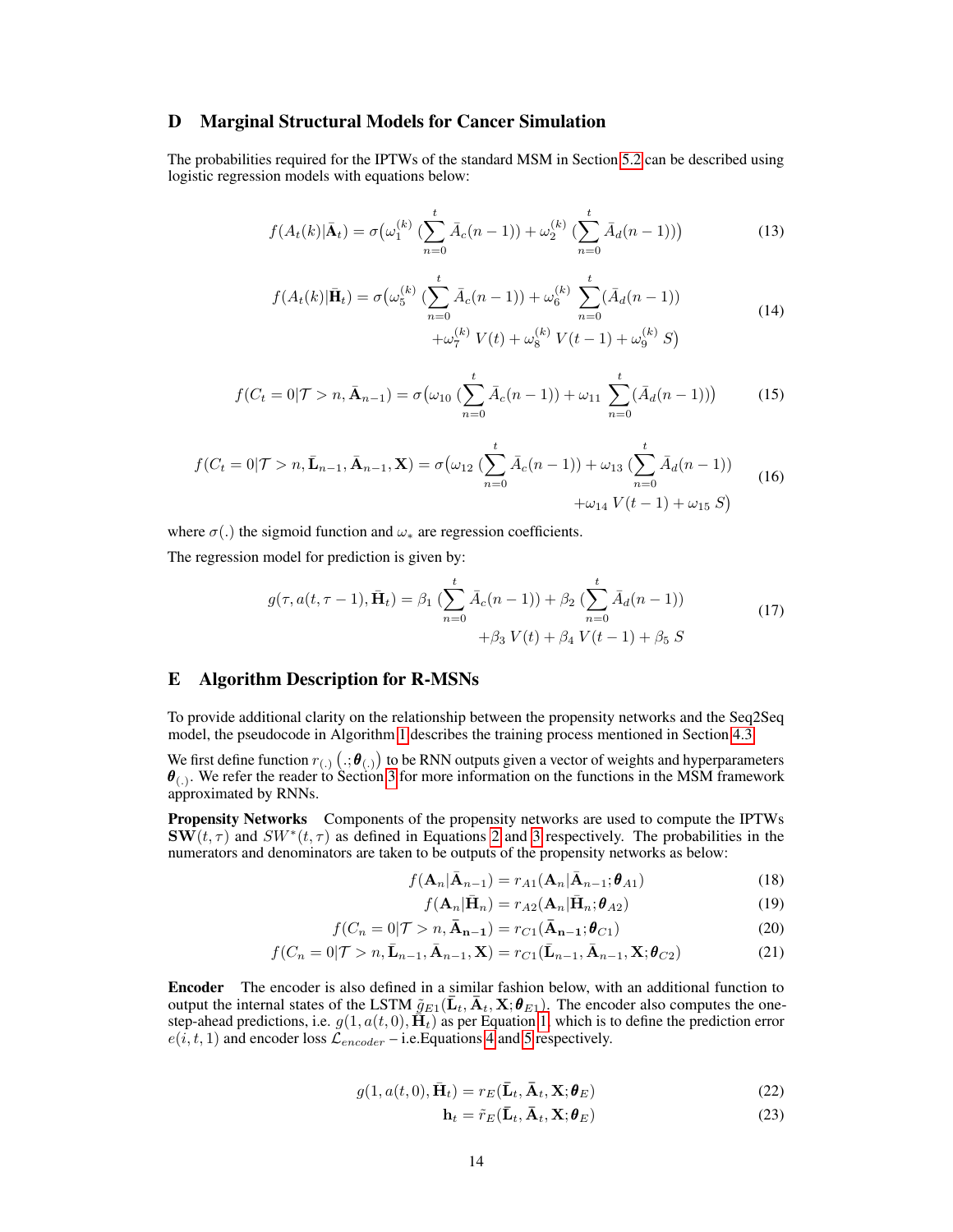# D Marginal Structural Models for Cancer Simulation

The probabilities required for the IPTWs of the standard MSM in Section 5.2 can be described using logistic regression models with equations below:

$$f(A_t(k)|\bar{\mathbf{A}}_t) = \sigma\big(\omega_1^{(k)} \, (\sum_{n=0}^{t} \bar{A}_c(n-1)) + \omega_2^{(k)} \, (\sum_{n=0}^{t} \bar{A}_d(n-1))\big) \tag{13}$$

$$\begin{aligned} f(A_t(k)|\bar{\mathbf{H}}_t) = \sigma\big(\omega_5^{(k)} \, (\sum_{n=0}^{t} \bar{A}_c(n-1)) + \omega_6^{(k)} \, \sum_{n=0}^{t} (\bar{A}_d(n-1)) \\ + \omega_7^{(k)} \, V(t) + \omega_8^{(k)} \, V(t-1) + \omega_9^{(k)} \, S\big) \end{aligned} \tag{14}$$

$$f(C_t = 0|\mathcal{T} > n, \bar{\mathbf{A}}_{n-1}) = \sigma\big(\omega_{10} \, (\sum_{n=0}^{t} \bar{A}_c(n-1)) + \omega_{11} \, \sum_{n=0}^{t} (\bar{A}_d(n-1))\big) \tag{15}$$

$$\begin{aligned} f(C_t = 0|\mathcal{T} > n, \bar{\mathbf{L}}_{n-1}, \bar{\mathbf{A}}_{n-1}, \mathbf{X}) = \sigma\big(\omega_{12} \, (\sum_{n=0}^{t} \bar{A}_c(n-1)) + \omega_{13} \, (\sum_{n=0}^{t} \bar{A}_d(n-1)) \\ + \omega_{14} \, V(t-1) + \omega_{15} \, S\big) \end{aligned} \tag{16}$$

where $\sigma(.)$ the sigmoid function and $\omega_*$ are regression coefficients.

The regression model for prediction is given by:

$$\begin{aligned} g(\tau, a(t, \tau-1), \bar{\mathbf{H}}_t) = \beta_1 \, (\sum_{n=0}^{t} \bar{A}_c(n-1)) + \beta_2 \, (\sum_{n=0}^{t} \bar{A}_d(n-1)) \\ + \beta_3 \, V(t) + \beta_4 \, V(t-1) + \beta_5 \, S \end{aligned} \tag{17}$$

# E Algorithm Description for R-MSNs

To provide additional clarity on the relationship between the propensity networks and the Seq2Seq model, the pseudocode in Algorithm 1 describes the training process mentioned in Section 4.3.

We first define function $r_{(.)}\left(.;\boldsymbol{\theta}_{(.)}\right)$ to be RNN outputs given a vector of weights and hyperparameters $\boldsymbol{\theta}_{(.)}$. We refer the reader to Section 3 for more information on the functions in the MSM framework approximated by RNNs.

**Propensity Networks** Components of the propensity networks are used to compute the IPTWs $\mathbf{SW}(t, \tau)$ and $SW^*(t, \tau)$ as defined in Equations 2 and 3 respectively. The probabilities in the numerators and denominators are taken to be outputs of the propensity networks as below:

$$f(\mathbf{A}_n|\bar{\mathbf{A}}_{n-1}) = r_{A1}(\mathbf{A}_n|\bar{\mathbf{A}}_{n-1};\boldsymbol{\theta}_{A1}) \tag{18}$$

$$f(\mathbf{A}_n|\bar{\mathbf{H}}_n) = r_{A2}(\mathbf{A}_n|\bar{\mathbf{H}}_n;\boldsymbol{\theta}_{A2}) \tag{19}$$

$$f(C_n = 0|\mathcal{T} > n, \bar{\mathbf{A}}_{\mathbf{n-1}}) = r_{C1}(\bar{\mathbf{A}}_{\mathbf{n-1}};\boldsymbol{\theta}_{C1}) \tag{20}$$

$$f(C_n = 0|\mathcal{T} > n, \bar{\mathbf{L}}_{n-1}, \bar{\mathbf{A}}_{n-1}, \mathbf{X}) = r_{C1}(\bar{\mathbf{L}}_{n-1}, \bar{\mathbf{A}}_{n-1}, \mathbf{X};\boldsymbol{\theta}_{C2}) \tag{21}$$

**Encoder** The encoder is also defined in a similar fashion below, with an additional function to output the internal states of the LSTM $\tilde{g}_{E1}(\bar{\mathbf{L}}_t, \bar{\mathbf{A}}_t, \mathbf{X};\boldsymbol{\theta}_{E1})$. The encoder also computes the one-step-ahead predictions, i.e. $g(1, a(t, 0), \bar{\mathbf{H}}_t)$ as per Equation 1, which is to define the prediction error $e(i, t, 1)$ and encoder loss $\mathcal{L}_{encoder}$ – i.e.Equations 4 and 5 respectively.

$$g(1, a(t, 0), \bar{\mathbf{H}}_t) = r_E(\bar{\mathbf{L}}_t, \bar{\mathbf{A}}_t, \mathbf{X};\boldsymbol{\theta}_E) \tag{22}$$

$$\mathbf{h}_t = \tilde{r}_E(\bar{\mathbf{L}}_t, \bar{\mathbf{A}}_t, \mathbf{X};\boldsymbol{\theta}_E) \tag{23}$$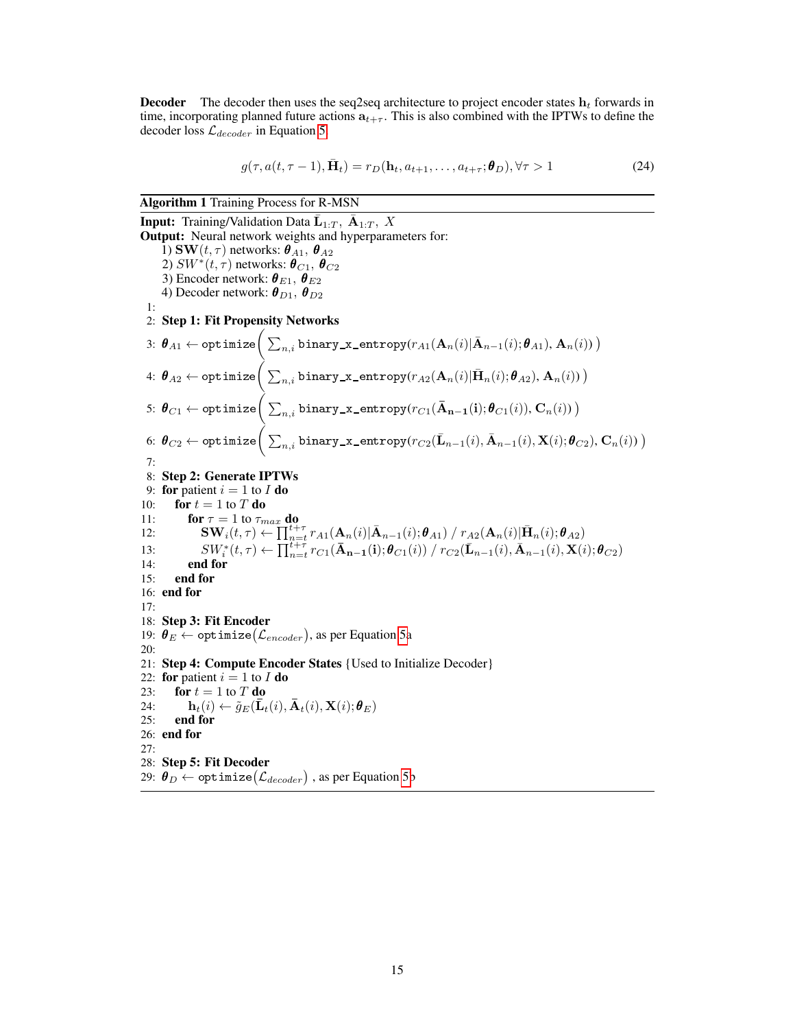**Decoder** The decoder then uses the seq2seq architecture to project encoder states $\mathbf{h}_t$ forwards in time, incorporating planned future actions $\mathbf{a}_{t+\tau}$. This is also combined with the IPTWs to define the decoder loss $\mathcal{L}_{decoder}$ in Equation 5.

$$g(\tau, a(t, \tau - 1), \bar{\mathbf{H}}_t) = r_D(\mathbf{h}_t, a_{t+1}, \dots, a_{t+\tau}; \boldsymbol{\theta}_D), \forall \tau > 1 \tag{24}$$

**Algorithm 1** Training Process for R-MSN

**Input:** Training/Validation Data $\bar{\mathbf{L}}_{1:T}$, $\bar{\mathbf{A}}_{1:T}$, $X$

**Output:** Neural network weights and hyperparameters for:

1) $\mathbf{SW}(t, \tau)$ networks: $\boldsymbol{\theta}_{A1}$, $\boldsymbol{\theta}_{A2}$
2) $SW^*(t, \tau)$ networks: $\boldsymbol{\theta}_{C1}$, $\boldsymbol{\theta}_{C2}$
3) Encoder network: $\boldsymbol{\theta}_{E1}$, $\boldsymbol{\theta}_{E2}$
4) Decoder network: $\boldsymbol{\theta}_{D1}$, $\boldsymbol{\theta}_{D2}$

1:
2: **Step 1: Fit Propensity Networks**
3: $\boldsymbol{\theta}_{A1} \leftarrow \texttt{optimize}\Big( \sum_{n,i} \texttt{binary\_x\_entropy}(r_{A1}(\mathbf{A}_n(i) | \bar{\mathbf{A}}_{n-1}(i); \boldsymbol{\theta}_{A1}), \mathbf{A}_n(i)) \Big)$
4: $\boldsymbol{\theta}_{A2} \leftarrow \texttt{optimize}\Big( \sum_{n,i} \texttt{binary\_x\_entropy}(r_{A2}(\mathbf{A}_n(i) | \bar{\mathbf{H}}_n(i); \boldsymbol{\theta}_{A2}), \mathbf{A}_n(i)) \Big)$
5: $\boldsymbol{\theta}_{C1} \leftarrow \texttt{optimize}\Big( \sum_{n,i} \texttt{binary\_x\_entropy}(r_{C1}(\bar{\mathbf{A}}_{\mathbf{n-1}}(\mathbf{i}); \boldsymbol{\theta}_{C1}(i)), \mathbf{C}_n(i)) \Big)$
6: $\boldsymbol{\theta}_{C2} \leftarrow \texttt{optimize}\Big( \sum_{n,i} \texttt{binary\_x\_entropy}(r_{C2}(\bar{\mathbf{L}}_{n-1}(i), \bar{\mathbf{A}}_{n-1}(i), \mathbf{X}(i); \boldsymbol{\theta}_{C2}), \mathbf{C}_n(i)) \Big)$
7:
8: **Step 2: Generate IPTWs**
9: **for** patient $i = 1$ to $I$ **do**
10: &nbsp;&nbsp;**for** $t = 1$ to $T$ **do**
11: &nbsp;&nbsp;&nbsp;&nbsp;**for** $\tau = 1$ to $\tau_{max}$ **do**
12: &nbsp;&nbsp;&nbsp;&nbsp;&nbsp;&nbsp;$\mathbf{SW}_i(t, \tau) \leftarrow \prod_{n=t}^{t+\tau} r_{A1}(\mathbf{A}_n(i) | \bar{\mathbf{A}}_{n-1}(i); \boldsymbol{\theta}_{A1}) \ / \ r_{A2}(\mathbf{A}_n(i) | \bar{\mathbf{H}}_n(i); \boldsymbol{\theta}_{A2})$
13: &nbsp;&nbsp;&nbsp;&nbsp;&nbsp;&nbsp;$SW_i^*(t, \tau) \leftarrow \prod_{n=t}^{t+\tau} r_{C1}(\bar{\mathbf{A}}_{\mathbf{n-1}}(\mathbf{i}); \boldsymbol{\theta}_{C1}(i)) \ / \ r_{C2}(\bar{\mathbf{L}}_{n-1}(i), \bar{\mathbf{A}}_{n-1}(i), \mathbf{X}(i); \boldsymbol{\theta}_{C2})$
14: &nbsp;&nbsp;&nbsp;&nbsp;**end for**
15: &nbsp;&nbsp;**end for**
16: **end for**
17:
18: **Step 3: Fit Encoder**
19: $\boldsymbol{\theta}_E \leftarrow \texttt{optimize}(\mathcal{L}_{encoder})$, as per Equation 5a
20:
21: **Step 4: Compute Encoder States** {Used to Initialize Decoder}
22: **for** patient $i = 1$ to $I$ **do**
23: &nbsp;&nbsp;**for** $t = 1$ to $T$ **do**
24: &nbsp;&nbsp;&nbsp;&nbsp;$\mathbf{h}_t(i) \leftarrow \tilde{g}_E(\bar{\mathbf{L}}_t(i), \bar{\mathbf{A}}_t(i), \mathbf{X}(i); \boldsymbol{\theta}_E)$
25: &nbsp;&nbsp;**end for**
26: **end for**
27:
28: **Step 5: Fit Decoder**
29: $\boldsymbol{\theta}_D \leftarrow \texttt{optimize}(\mathcal{L}_{decoder})$ , as per Equation 5b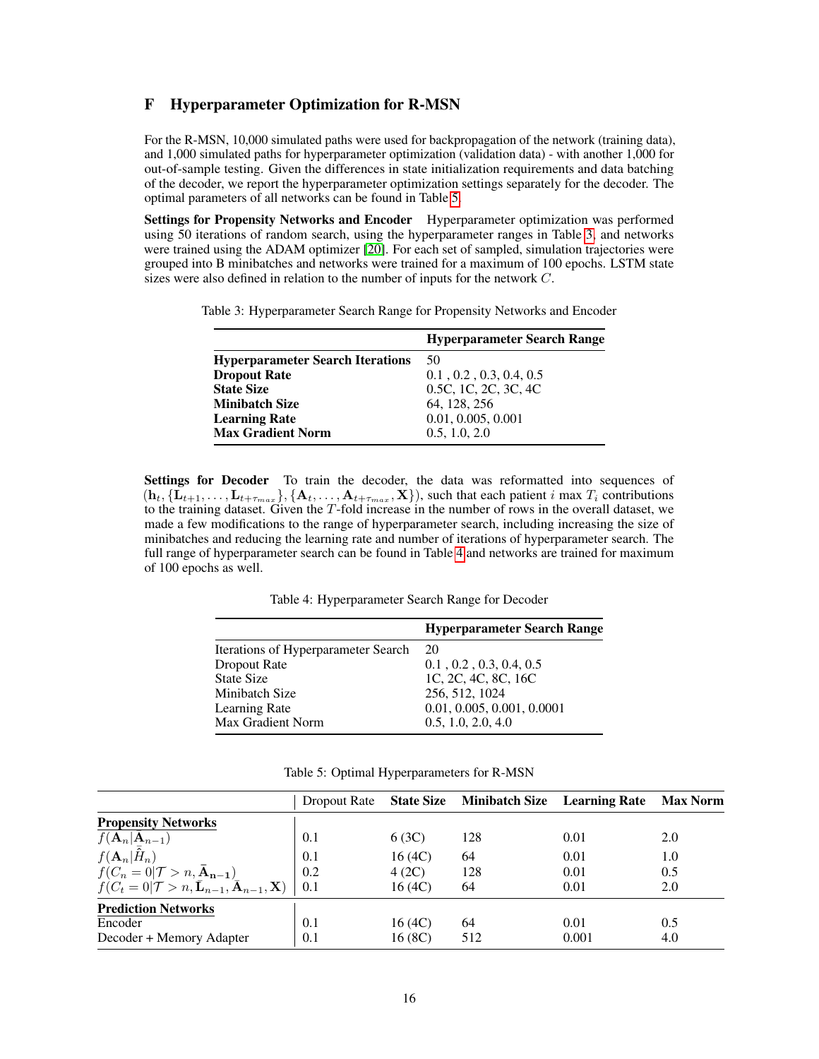# F Hyperparameter Optimization for R-MSN

For the R-MSN, 10,000 simulated paths were used for backpropagation of the network (training data), and 1,000 simulated paths for hyperparameter optimization (validation data) - with another 1,000 for out-of-sample testing. Given the differences in state initialization requirements and data batching of the decoder, we report the hyperparameter optimization settings separately for the decoder. The optimal parameters of all networks can be found in Table 5.

**Settings for Propensity Networks and Encoder** Hyperparameter optimization was performed using 50 iterations of random search, using the hyperparameter ranges in Table 3, and networks were trained using the ADAM optimizer [20]. For each set of sampled, simulation trajectories were grouped into B minibatches and networks were trained for a maximum of 100 epochs. LSTM state sizes were also defined in relation to the number of inputs for the network $C$.

Table 3: Hyperparameter Search Range for Propensity Networks and Encoder

| | **Hyperparameter Search Range** |
|---|---|
| **Hyperparameter Search Iterations** | 50 |
| **Dropout Rate** | 0.1 , 0.2 , 0.3, 0.4, 0.5 |
| **State Size** | 0.5C, 1C, 2C, 3C, 4C |
| **Minibatch Size** | 64, 128, 256 |
| **Learning Rate** | 0.01, 0.005, 0.001 |
| **Max Gradient Norm** | 0.5, 1.0, 2.0 |

**Settings for Decoder** To train the decoder, the data was reformatted into sequences of $(\mathbf{h}_t, \{\mathbf{L}_{t+1}, \dots, \mathbf{L}_{t+\tau_{max}}\}, \{\mathbf{A}_t, \dots, \mathbf{A}_{t+\tau_{max}}, \mathbf{X}\})$, such that each patient $i$ max $T_i$ contributions to the training dataset. Given the $T$-fold increase in the number of rows in the overall dataset, we made a few modifications to the range of hyperparameter search, including increasing the size of minibatches and reducing the learning rate and number of iterations of hyperparameter search. The full range of hyperparameter search can be found in Table 4 and networks are trained for maximum of 100 epochs as well.

Table 4: Hyperparameter Search Range for Decoder

| | **Hyperparameter Search Range** |
|---|---|
| Iterations of Hyperparameter Search | 20 |
| Dropout Rate | 0.1 , 0.2 , 0.3, 0.4, 0.5 |
| State Size | 1C, 2C, 4C, 8C, 16C |
| Minibatch Size | 256, 512, 1024 |
| Learning Rate | 0.01, 0.005, 0.001, 0.0001 |
| Max Gradient Norm | 0.5, 1.0, 2.0, 4.0 |

Table 5: Optimal Hyperparameters for R-MSN

| | Dropout Rate | **State Size** | **Minibatch Size** | **Learning Rate** | **Max Norm** |
|---|---|---|---|---|---|
| **Propensity Networks** | | | | | |
| $f(\mathbf{A}_n \mid \bar{\mathbf{A}}_{n-1})$ | 0.1 | 6 (3C) | 128 | 0.01 | 2.0 |
| $f(\mathbf{A}_n \mid \hat{H}_n)$ | 0.1 | 16 (4C) | 64 | 0.01 | 1.0 |
| $f(C_n = 0 \mid \mathcal{T} > n, \bar{\mathbf{A}}_{\mathbf{n-1}})$ | 0.2 | 4 (2C) | 128 | 0.01 | 0.5 |
| $f(C_t = 0 \mid \mathcal{T} > n, \bar{\mathbf{L}}_{n-1}, \bar{\mathbf{A}}_{n-1}, \mathbf{X})$ | 0.1 | 16 (4C) | 64 | 0.01 | 2.0 |
| **Prediction Networks** | | | | | |
| Encoder | 0.1 | 16 (4C) | 64 | 0.01 | 0.5 |
| Decoder + Memory Adapter | 0.1 | 16 (8C) | 512 | 0.001 | 4.0 |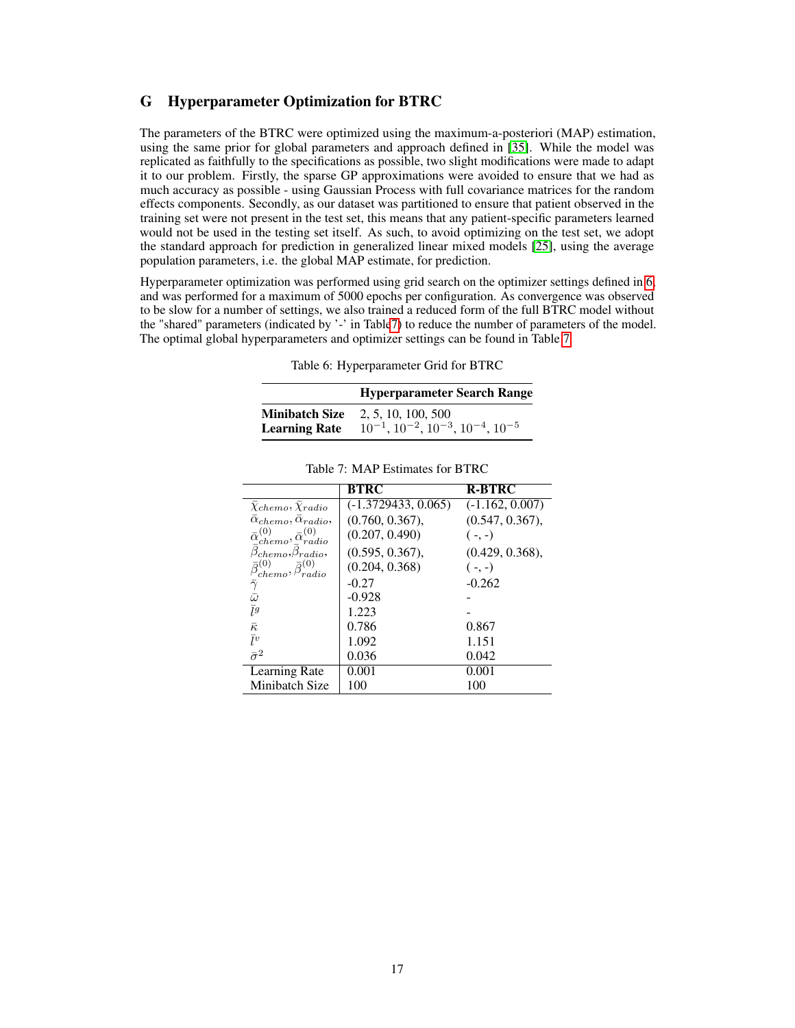## G Hyperparameter Optimization for BTRC

The parameters of the BTRC were optimized using the maximum-a-posteriori (MAP) estimation, using the same prior for global parameters and approach defined in [35]. While the model was replicated as faithfully to the specifications as possible, two slight modifications were made to adapt it to our problem. Firstly, the sparse GP approximations were avoided to ensure that we had as much accuracy as possible - using Gaussian Process with full covariance matrices for the random effects components. Secondly, as our dataset was partitioned to ensure that patient observed in the training set were not present in the test set, this means that any patient-specific parameters learned would not be used in the testing set itself. As such, to avoid optimizing on the test set, we adopt the standard approach for prediction in generalized linear mixed models [25], using the average population parameters, i.e. the global MAP estimate, for prediction.

Hyperparameter optimization was performed using grid search on the optimizer settings defined in 6, and was performed for a maximum of 5000 epochs per configuration. As convergence was observed to be slow for a number of settings, we also trained a reduced form of the full BTRC model without the "shared" parameters (indicated by '-' in Table 7) to reduce the number of parameters of the model. The optimal global hyperparameters and optimizer settings can be found in Table 7.

Table 6: Hyperparameter Grid for BTRC

| | **Hyperparameter Search Range** |
|---|---|
| **Minibatch Size** | 2, 5, 10, 100, 500 |
| **Learning Rate** | $10^{-1}$, $10^{-2}$, $10^{-3}$, $10^{-4}$, $10^{-5}$ |

Table 7: MAP Estimates for BTRC

| | **BTRC** | **R-BTRC** |
|---|---|---|
| $\bar{\chi}_{chemo}, \bar{\chi}_{radio}$ | (-1.3729433, 0.065) | (-1.162, 0.007) |
| $\bar{\alpha}_{chemo}, \bar{\alpha}_{radio}$, $\bar{\alpha}^{(0)}_{chemo}, \bar{\alpha}^{(0)}_{radio}$ | (0.760, 0.367), (0.207, 0.490) | (0.547, 0.367), ( -, -) |
| $\bar{\beta}_{chemo}, \bar{\beta}_{radio}$, $\bar{\beta}^{(0)}_{chemo}, \bar{\beta}^{(0)}_{radio}$ | (0.595, 0.367), (0.204, 0.368) | (0.429, 0.368), ( -, -) |
| $\bar{\gamma}$ | -0.27 | -0.262 |
| $\bar{\omega}$ | -0.928 | - |
| $\bar{l}^{g}$ | 1.223 | - |
| $\bar{\kappa}$ | 0.786 | 0.867 |
| $\bar{l}^{v}$ | 1.092 | 1.151 |
| $\bar{\sigma}^{2}$ | 0.036 | 0.042 |
| Learning Rate | 0.001 | 0.001 |
| Minibatch Size | 100 | 100 |